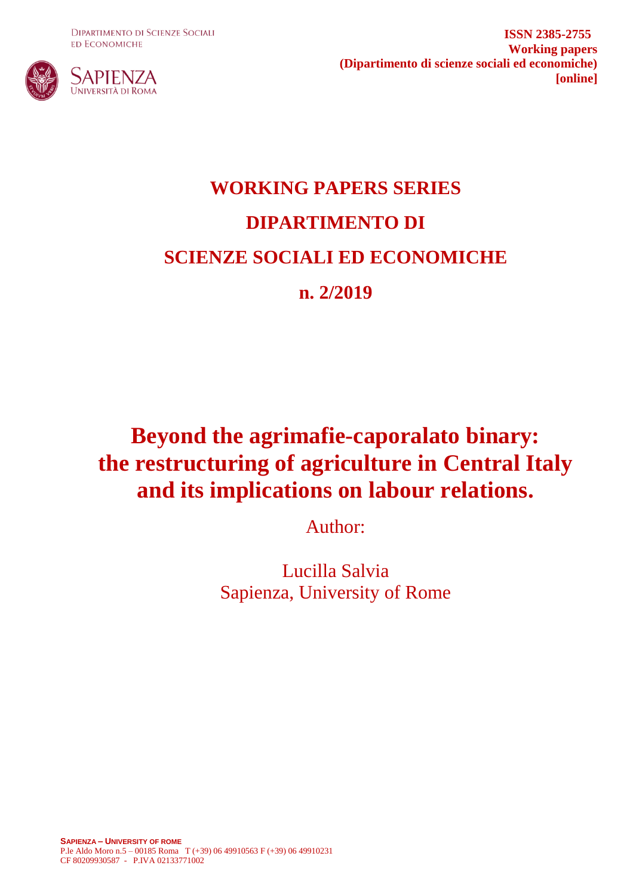DIPARTIMENTO DI SCIENZE SOCIALI ED ECONOMICHE

SAPIENZA UNIVERSITÀ DI ROMA

**ISSN 2385-2755**
**Working papers**
**(Dipartimento di scienze sociali ed economiche)**
**[online]**

# WORKING PAPERS SERIES
# DIPARTIMENTO DI
# SCIENZE SOCIALI ED ECONOMICHE
# n. 2/2019

# Beyond the agrimafie-caporalato binary: the restructuring of agriculture in Central Italy and its implications on labour relations.

Author:

Lucilla Salvia
Sapienza, University of Rome

**SAPIENZA – UNIVERSITY OF ROME**
P.le Aldo Moro n.5 – 00185 Roma T (+39) 06 49910563 F (+39) 06 49910231
CF 80209930587 - P.IVA 02133771002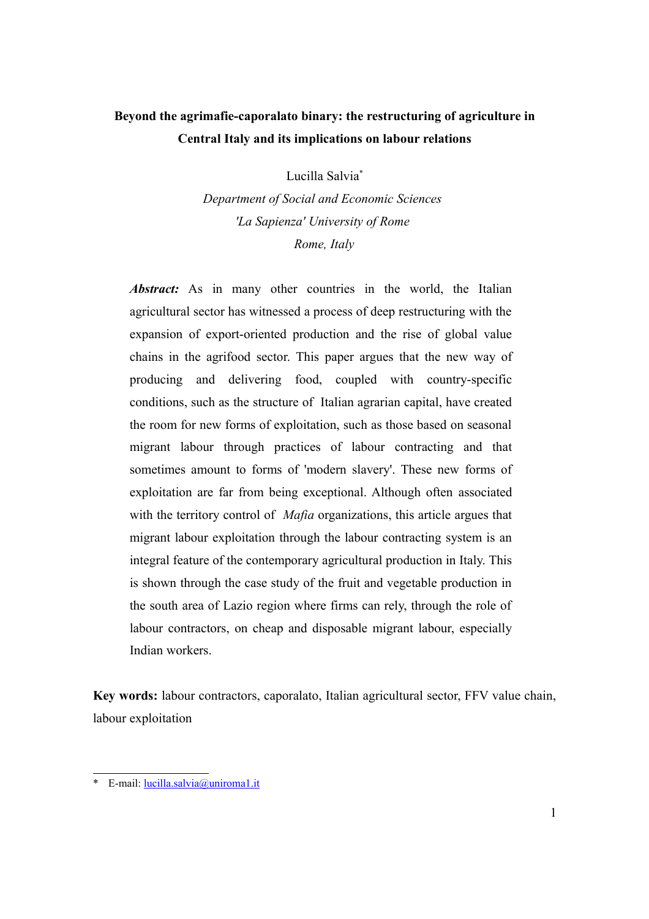**Beyond the agrimafie-caporalato binary: the restructuring of agriculture in Central Italy and its implications on labour relations**

Lucilla Salvia*

*Department of Social and Economic Sciences*
*'La Sapienza' University of Rome*
*Rome, Italy*

***Abstract:*** As in many other countries in the world, the Italian agricultural sector has witnessed a process of deep restructuring with the expansion of export-oriented production and the rise of global value chains in the agrifood sector. This paper argues that the new way of producing and delivering food, coupled with country-specific conditions, such as the structure of Italian agrarian capital, have created the room for new forms of exploitation, such as those based on seasonal migrant labour through practices of labour contracting and that sometimes amount to forms of 'modern slavery'. These new forms of exploitation are far from being exceptional. Although often associated with the territory control of *Mafia* organizations, this article argues that migrant labour exploitation through the labour contracting system is an integral feature of the contemporary agricultural production in Italy. This is shown through the case study of the fruit and vegetable production in the south area of Lazio region where firms can rely, through the role of labour contractors, on cheap and disposable migrant labour, especially Indian workers.

**Key words:** labour contractors, caporalato, Italian agricultural sector, FFV value chain, labour exploitation

* E-mail: lucilla.salvia@uniroma1.it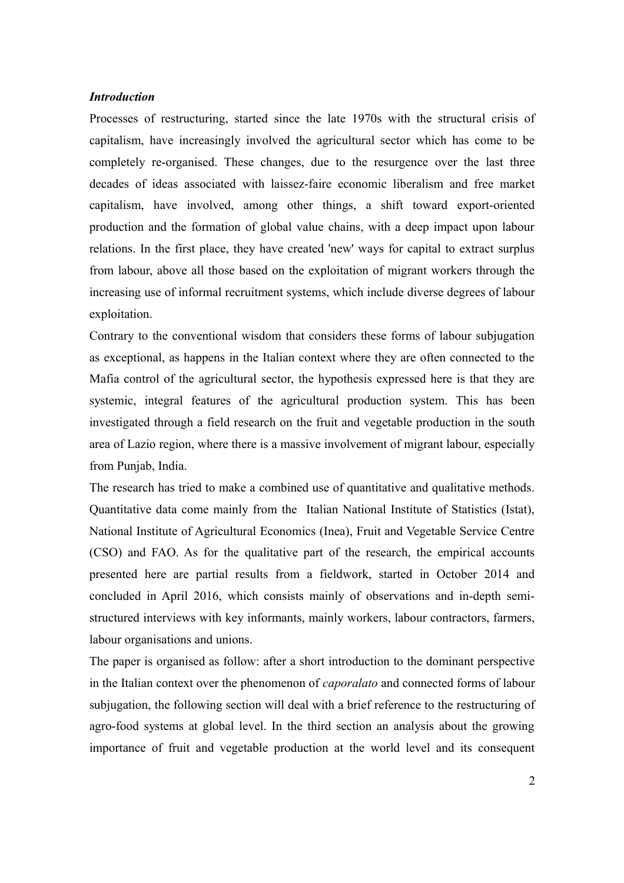### *Introduction*

Processes of restructuring, started since the late 1970s with the structural crisis of capitalism, have increasingly involved the agricultural sector which has come to be completely re-organised. These changes, due to the resurgence over the last three decades of ideas associated with laissez-faire economic liberalism and free market capitalism, have involved, among other things, a shift toward export-oriented production and the formation of global value chains, with a deep impact upon labour relations. In the first place, they have created 'new' ways for capital to extract surplus from labour, above all those based on the exploitation of migrant workers through the increasing use of informal recruitment systems, which include diverse degrees of labour exploitation.

Contrary to the conventional wisdom that considers these forms of labour subjugation as exceptional, as happens in the Italian context where they are often connected to the Mafia control of the agricultural sector, the hypothesis expressed here is that they are systemic, integral features of the agricultural production system. This has been investigated through a field research on the fruit and vegetable production in the south area of Lazio region, where there is a massive involvement of migrant labour, especially from Punjab, India.

The research has tried to make a combined use of quantitative and qualitative methods. Quantitative data come mainly from the Italian National Institute of Statistics (Istat), National Institute of Agricultural Economics (Inea), Fruit and Vegetable Service Centre (CSO) and FAO. As for the qualitative part of the research, the empirical accounts presented here are partial results from a fieldwork, started in October 2014 and concluded in April 2016, which consists mainly of observations and in-depth semi-structured interviews with key informants, mainly workers, labour contractors, farmers, labour organisations and unions.

The paper is organised as follow: after a short introduction to the dominant perspective in the Italian context over the phenomenon of *caporalato* and connected forms of labour subjugation, the following section will deal with a brief reference to the restructuring of agro-food systems at global level. In the third section an analysis about the growing importance of fruit and vegetable production at the world level and its consequent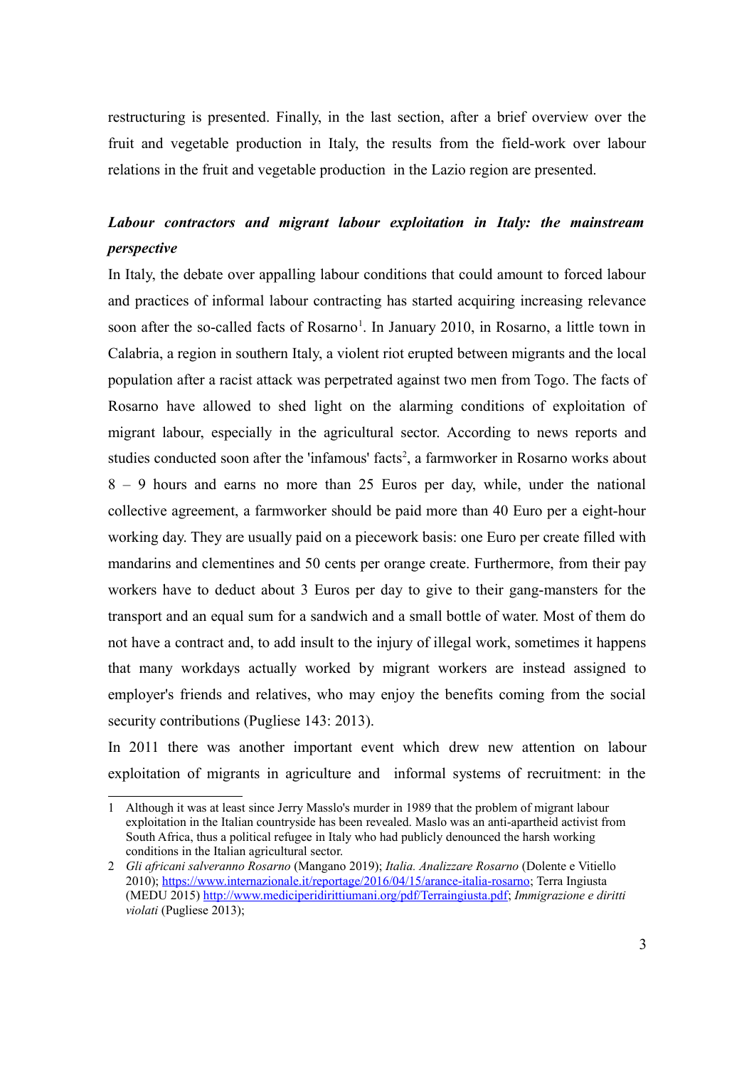restructuring is presented. Finally, in the last section, after a brief overview over the fruit and vegetable production in Italy, the results from the field-work over labour relations in the fruit and vegetable production in the Lazio region are presented.

### *Labour contractors and migrant labour exploitation in Italy: the mainstream perspective*

In Italy, the debate over appalling labour conditions that could amount to forced labour and practices of informal labour contracting has started acquiring increasing relevance soon after the so-called facts of Rosarno[1]. In January 2010, in Rosarno, a little town in Calabria, a region in southern Italy, a violent riot erupted between migrants and the local population after a racist attack was perpetrated against two men from Togo. The facts of Rosarno have allowed to shed light on the alarming conditions of exploitation of migrant labour, especially in the agricultural sector. According to news reports and studies conducted soon after the 'infamous' facts[2], a farmworker in Rosarno works about 8 – 9 hours and earns no more than 25 Euros per day, while, under the national collective agreement, a farmworker should be paid more than 40 Euro per a eight-hour working day. They are usually paid on a piecework basis: one Euro per create filled with mandarins and clementines and 50 cents per orange create. Furthermore, from their pay workers have to deduct about 3 Euros per day to give to their gang-mansters for the transport and an equal sum for a sandwich and a small bottle of water. Most of them do not have a contract and, to add insult to the injury of illegal work, sometimes it happens that many workdays actually worked by migrant workers are instead assigned to employer's friends and relatives, who may enjoy the benefits coming from the social security contributions (Pugliese 143: 2013).

In 2011 there was another important event which drew new attention on labour exploitation of migrants in agriculture and informal systems of recruitment: in the

---

1 Although it was at least since Jerry Masslo's murder in 1989 that the problem of migrant labour exploitation in the Italian countryside has been revealed. Maslo was an anti-apartheid activist from South Africa, thus a political refugee in Italy who had publicly denounced the harsh working conditions in the Italian agricultural sector.

2 *Gli africani salveranno Rosarno* (Mangano 2019); *Italia. Analizzare Rosarno* (Dolente e Vitiello 2010); https://www.internazionale.it/reportage/2016/04/15/arance-italia-rosarno; Terra Ingiusta (MEDU 2015) http://www.mediciperidirittiumani.org/pdf/Terraingiusta.pdf; *Immigrazione e diritti violati* (Pugliese 2013);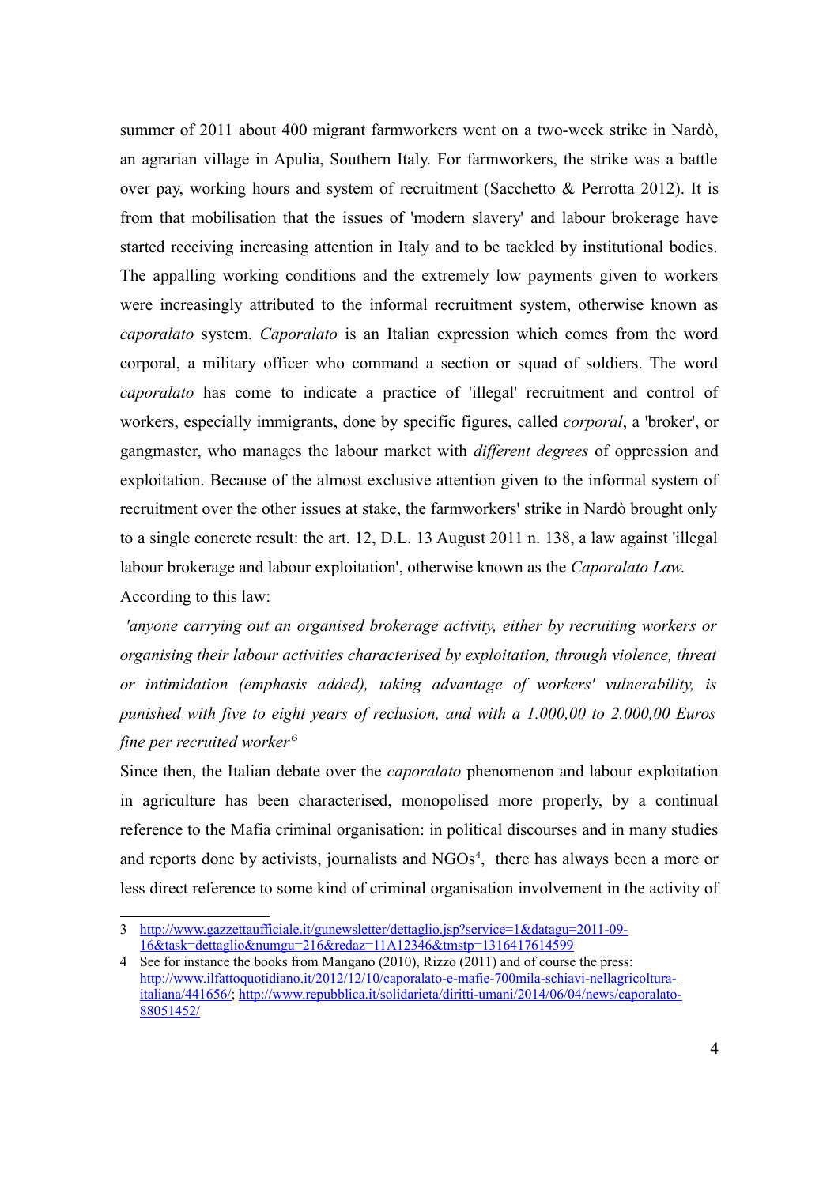summer of 2011 about 400 migrant farmworkers went on a two-week strike in Nardò, an agrarian village in Apulia, Southern Italy. For farmworkers, the strike was a battle over pay, working hours and system of recruitment (Sacchetto & Perrotta 2012). It is from that mobilisation that the issues of 'modern slavery' and labour brokerage have started receiving increasing attention in Italy and to be tackled by institutional bodies. The appalling working conditions and the extremely low payments given to workers were increasingly attributed to the informal recruitment system, otherwise known as *caporalato* system. *Caporalato* is an Italian expression which comes from the word corporal, a military officer who command a section or squad of soldiers. The word *caporalato* has come to indicate a practice of 'illegal' recruitment and control of workers, especially immigrants, done by specific figures, called *corporal*, a 'broker', or gangmaster, who manages the labour market with *different degrees* of oppression and exploitation. Because of the almost exclusive attention given to the informal system of recruitment over the other issues at stake, the farmworkers' strike in Nardò brought only to a single concrete result: the art. 12, D.L. 13 August 2011 n. 138, a law against 'illegal labour brokerage and labour exploitation', otherwise known as the *Caporalato Law*.

According to this law:

*'anyone carrying out an organised brokerage activity, either by recruiting workers or organising their labour activities characterised by exploitation, through violence, threat or intimidation (emphasis added), taking advantage of workers' vulnerability, is punished with five to eight years of reclusion, and with a 1.000,00 to 2.000,00 Euros fine per recruited worker'*[3]

Since then, the Italian debate over the *caporalato* phenomenon and labour exploitation in agriculture has been characterised, monopolised more properly, by a continual reference to the Mafia criminal organisation: in political discourses and in many studies and reports done by activists, journalists and NGOs[4], there has always been a more or less direct reference to some kind of criminal organisation involvement in the activity of

---

3 http://www.gazzettaufficiale.it/gunewsletter/dettaglio.jsp?service=1&datagu=2011-09-16&task=dettaglio&numgu=216&redaz=11A12346&tmstp=1316417614599

4 See for instance the books from Mangano (2010), Rizzo (2011) and of course the press: http://www.ilfattoquotidiano.it/2012/12/10/caporalato-e-mafie-700mila-schiavi-nellagricoltura-italiana/441656/; http://www.repubblica.it/solidarieta/diritti-umani/2014/06/04/news/caporalato-88051452/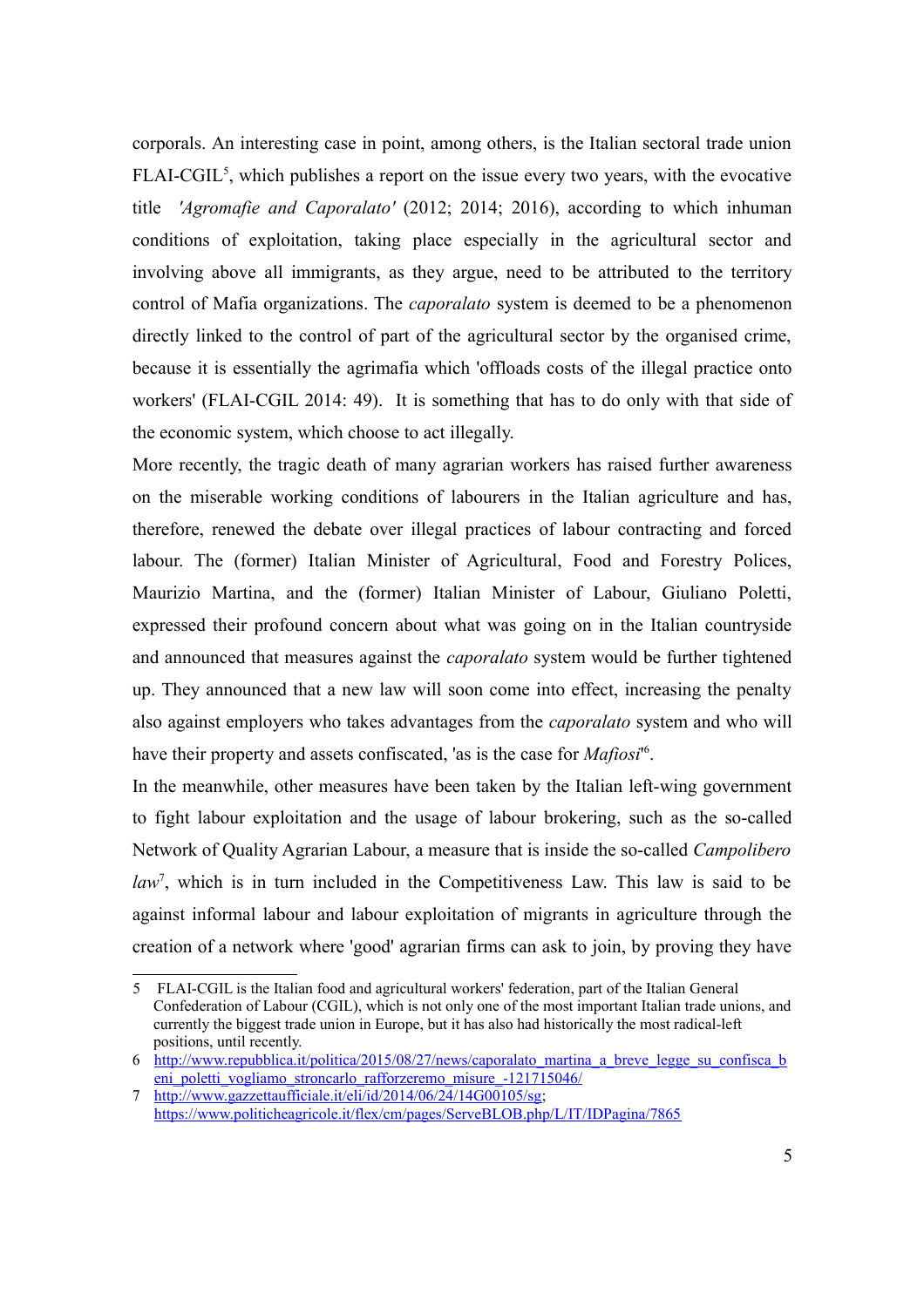corporals. An interesting case in point, among others, is the Italian sectoral trade union FLAI-CGIL[5], which publishes a report on the issue every two years, with the evocative title *'Agromafie and Caporalato'* (2012; 2014; 2016), according to which inhuman conditions of exploitation, taking place especially in the agricultural sector and involving above all immigrants, as they argue, need to be attributed to the territory control of Mafia organizations. The *caporalato* system is deemed to be a phenomenon directly linked to the control of part of the agricultural sector by the organised crime, because it is essentially the agrimafia which 'offloads costs of the illegal practice onto workers' (FLAI-CGIL 2014: 49). It is something that has to do only with that side of the economic system, which choose to act illegally.

More recently, the tragic death of many agrarian workers has raised further awareness on the miserable working conditions of labourers in the Italian agriculture and has, therefore, renewed the debate over illegal practices of labour contracting and forced labour. The (former) Italian Minister of Agricultural, Food and Forestry Polices, Maurizio Martina, and the (former) Italian Minister of Labour, Giuliano Poletti, expressed their profound concern about what was going on in the Italian countryside and announced that measures against the *caporalato* system would be further tightened up. They announced that a new law will soon come into effect, increasing the penalty also against employers who takes advantages from the *caporalato* system and who will have their property and assets confiscated, 'as is the case for *Mafiosi*'[6].

In the meanwhile, other measures have been taken by the Italian left-wing government to fight labour exploitation and the usage of labour brokering, such as the so-called Network of Quality Agrarian Labour, a measure that is inside the so-called *Campolibero law*[7], which is in turn included in the Competitiveness Law. This law is said to be against informal labour and labour exploitation of migrants in agriculture through the creation of a network where 'good' agrarian firms can ask to join, by proving they have

---

5 FLAI-CGIL is the Italian food and agricultural workers' federation, part of the Italian General Confederation of Labour (CGIL), which is not only one of the most important Italian trade unions, and currently the biggest trade union in Europe, but it has also had historically the most radical-left positions, until recently.

6 http://www.repubblica.it/politica/2015/08/27/news/caporalato_martina_a_breve_legge_su_confisca_beni_poletti_vogliamo_stroncarlo_rafforzeremo_misure_-121715046/

7 http://www.gazzettaufficiale.it/eli/id/2014/06/24/14G00105/sg; https://www.politicheagricole.it/flex/cm/pages/ServeBLOB.php/L/IT/IDPagina/7865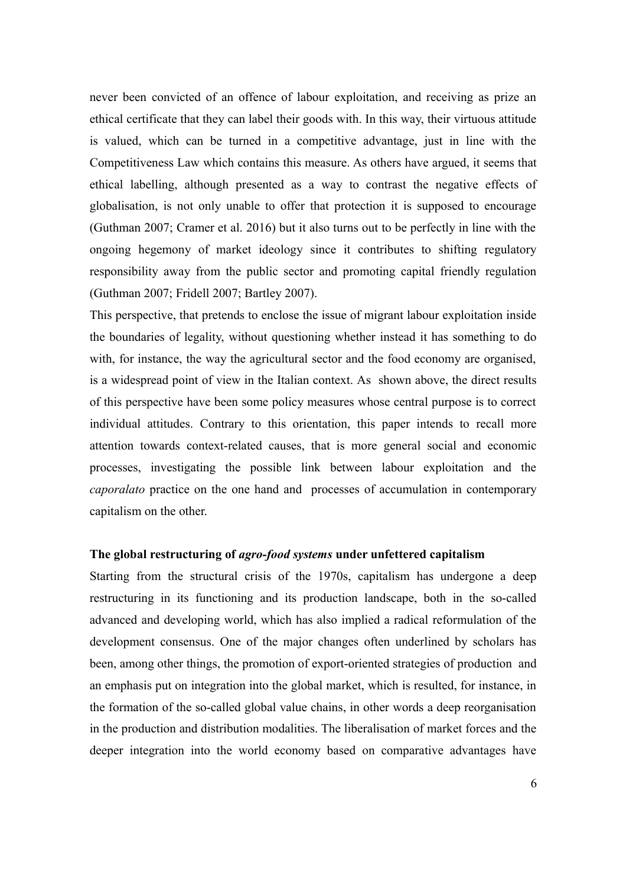never been convicted of an offence of labour exploitation, and receiving as prize an ethical certificate that they can label their goods with. In this way, their virtuous attitude is valued, which can be turned in a competitive advantage, just in line with the Competitiveness Law which contains this measure. As others have argued, it seems that ethical labelling, although presented as a way to contrast the negative effects of globalisation, is not only unable to offer that protection it is supposed to encourage (Guthman 2007; Cramer et al. 2016) but it also turns out to be perfectly in line with the ongoing hegemony of market ideology since it contributes to shifting regulatory responsibility away from the public sector and promoting capital friendly regulation (Guthman 2007; Fridell 2007; Bartley 2007).

This perspective, that pretends to enclose the issue of migrant labour exploitation inside the boundaries of legality, without questioning whether instead it has something to do with, for instance, the way the agricultural sector and the food economy are organised, is a widespread point of view in the Italian context. As shown above, the direct results of this perspective have been some policy measures whose central purpose is to correct individual attitudes. Contrary to this orientation, this paper intends to recall more attention towards context-related causes, that is more general social and economic processes, investigating the possible link between labour exploitation and the *caporalato* practice on the one hand and processes of accumulation in contemporary capitalism on the other.

### The global restructuring of *agro-food systems* under unfettered capitalism

Starting from the structural crisis of the 1970s, capitalism has undergone a deep restructuring in its functioning and its production landscape, both in the so-called advanced and developing world, which has also implied a radical reformulation of the development consensus. One of the major changes often underlined by scholars has been, among other things, the promotion of export-oriented strategies of production and an emphasis put on integration into the global market, which is resulted, for instance, in the formation of the so-called global value chains, in other words a deep reorganisation in the production and distribution modalities. The liberalisation of market forces and the deeper integration into the world economy based on comparative advantages have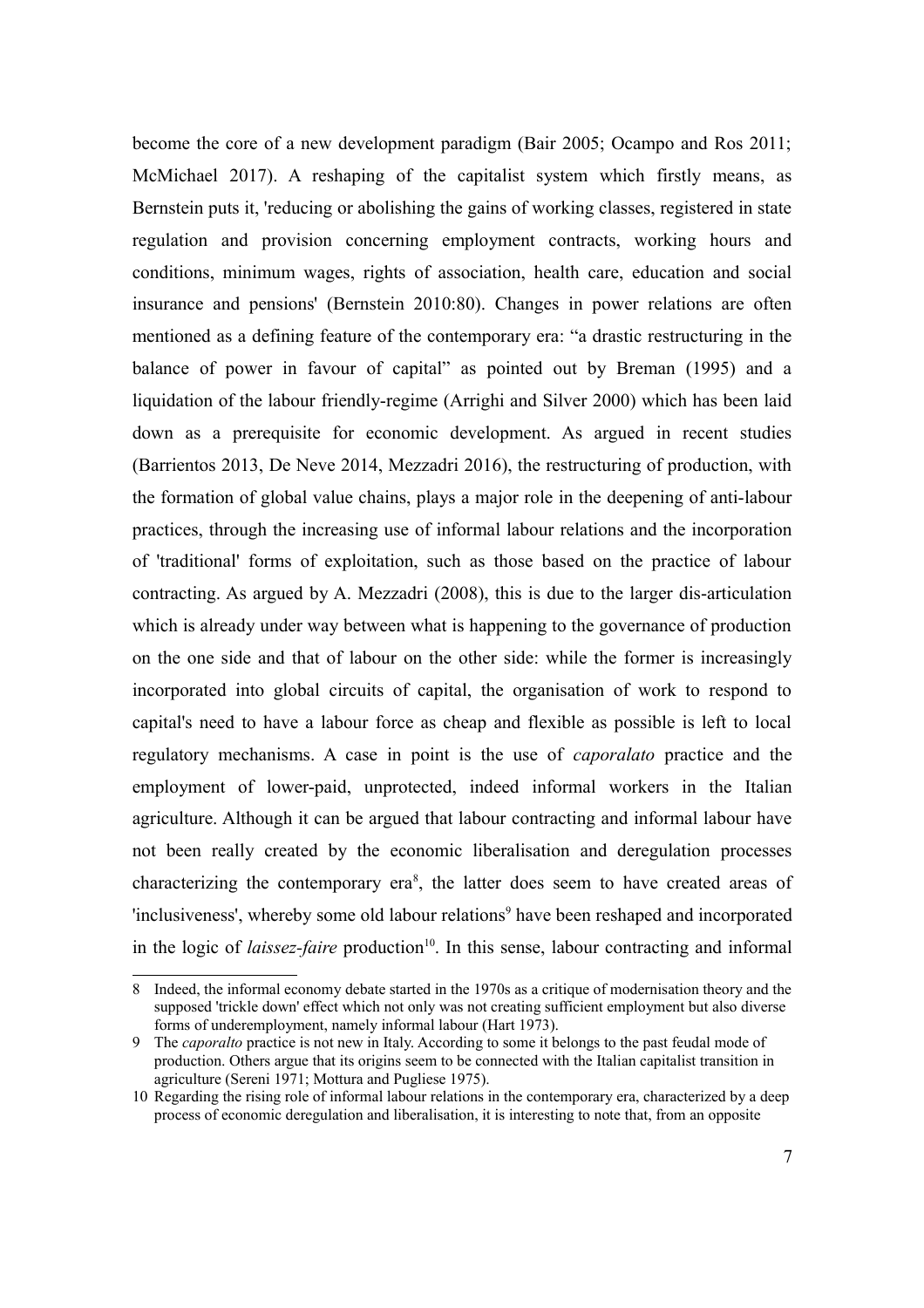become the core of a new development paradigm (Bair 2005; Ocampo and Ros 2011; McMichael 2017). A reshaping of the capitalist system which firstly means, as Bernstein puts it, 'reducing or abolishing the gains of working classes, registered in state regulation and provision concerning employment contracts, working hours and conditions, minimum wages, rights of association, health care, education and social insurance and pensions' (Bernstein 2010:80). Changes in power relations are often mentioned as a defining feature of the contemporary era: "a drastic restructuring in the balance of power in favour of capital" as pointed out by Breman (1995) and a liquidation of the labour friendly-regime (Arrighi and Silver 2000) which has been laid down as a prerequisite for economic development. As argued in recent studies (Barrientos 2013, De Neve 2014, Mezzadri 2016), the restructuring of production, with the formation of global value chains, plays a major role in the deepening of anti-labour practices, through the increasing use of informal labour relations and the incorporation of 'traditional' forms of exploitation, such as those based on the practice of labour contracting. As argued by A. Mezzadri (2008), this is due to the larger dis-articulation which is already under way between what is happening to the governance of production on the one side and that of labour on the other side: while the former is increasingly incorporated into global circuits of capital, the organisation of work to respond to capital's need to have a labour force as cheap and flexible as possible is left to local regulatory mechanisms. A case in point is the use of *caporalato* practice and the employment of lower-paid, unprotected, indeed informal workers in the Italian agriculture. Although it can be argued that labour contracting and informal labour have not been really created by the economic liberalisation and deregulation processes characterizing the contemporary era[8], the latter does seem to have created areas of 'inclusiveness', whereby some old labour relations[9] have been reshaped and incorporated in the logic of *laissez-faire* production[10]. In this sense, labour contracting and informal

8 Indeed, the informal economy debate started in the 1970s as a critique of modernisation theory and the supposed 'trickle down' effect which not only was not creating sufficient employment but also diverse forms of underemployment, namely informal labour (Hart 1973).

9 The *caporalto* practice is not new in Italy. According to some it belongs to the past feudal mode of production. Others argue that its origins seem to be connected with the Italian capitalist transition in agriculture (Sereni 1971; Mottura and Pugliese 1975).

10 Regarding the rising role of informal labour relations in the contemporary era, characterized by a deep process of economic deregulation and liberalisation, it is interesting to note that, from an opposite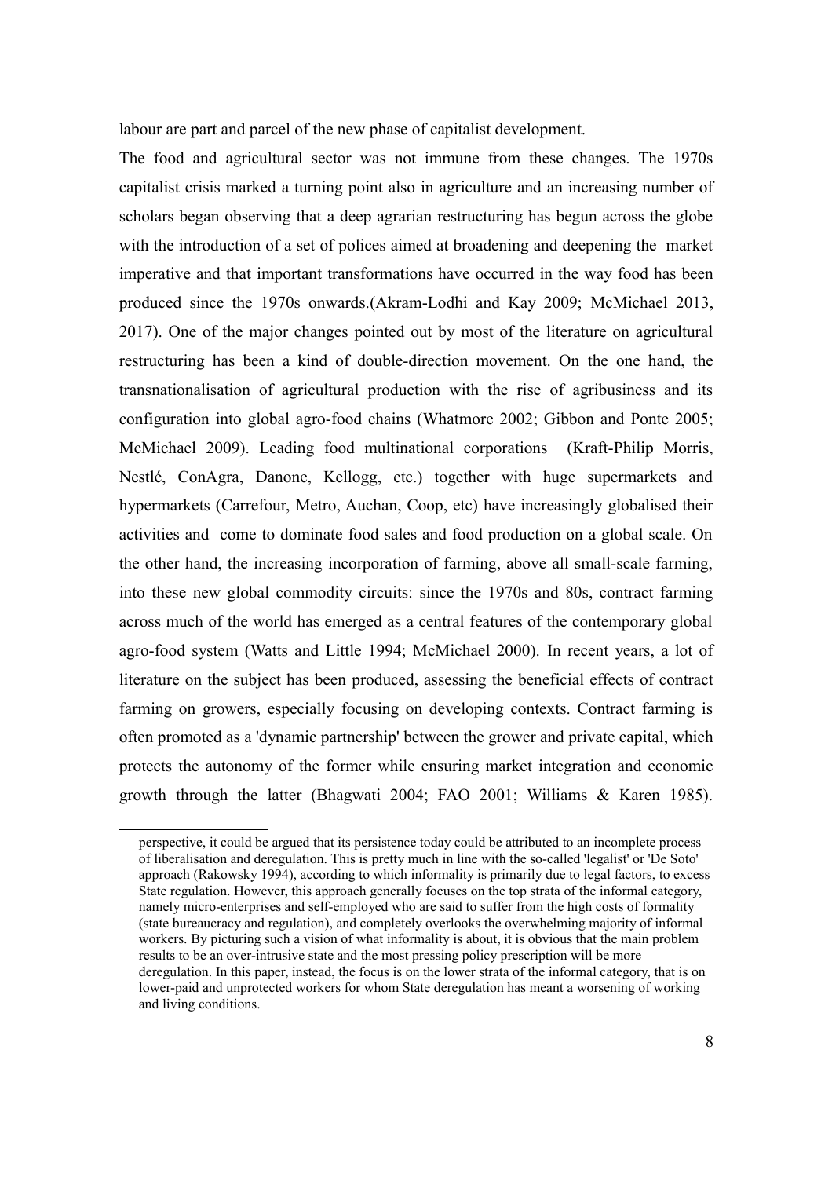labour are part and parcel of the new phase of capitalist development.

The food and agricultural sector was not immune from these changes. The 1970s capitalist crisis marked a turning point also in agriculture and an increasing number of scholars began observing that a deep agrarian restructuring has begun across the globe with the introduction of a set of polices aimed at broadening and deepening the market imperative and that important transformations have occurred in the way food has been produced since the 1970s onwards.(Akram-Lodhi and Kay 2009; McMichael 2013, 2017). One of the major changes pointed out by most of the literature on agricultural restructuring has been a kind of double-direction movement. On the one hand, the transnationalisation of agricultural production with the rise of agribusiness and its configuration into global agro-food chains (Whatmore 2002; Gibbon and Ponte 2005; McMichael 2009). Leading food multinational corporations (Kraft-Philip Morris, Nestlé, ConAgra, Danone, Kellogg, etc.) together with huge supermarkets and hypermarkets (Carrefour, Metro, Auchan, Coop, etc) have increasingly globalised their activities and come to dominate food sales and food production on a global scale. On the other hand, the increasing incorporation of farming, above all small-scale farming, into these new global commodity circuits: since the 1970s and 80s, contract farming across much of the world has emerged as a central features of the contemporary global agro-food system (Watts and Little 1994; McMichael 2000). In recent years, a lot of literature on the subject has been produced, assessing the beneficial effects of contract farming on growers, especially focusing on developing contexts. Contract farming is often promoted as a 'dynamic partnership' between the grower and private capital, which protects the autonomy of the former while ensuring market integration and economic growth through the latter (Bhagwati 2004; FAO 2001; Williams & Karen 1985).

perspective, it could be argued that its persistence today could be attributed to an incomplete process of liberalisation and deregulation. This is pretty much in line with the so-called 'legalist' or 'De Soto' approach (Rakowsky 1994), according to which informality is primarily due to legal factors, to excess State regulation. However, this approach generally focuses on the top strata of the informal category, namely micro-enterprises and self-employed who are said to suffer from the high costs of formality (state bureaucracy and regulation), and completely overlooks the overwhelming majority of informal workers. By picturing such a vision of what informality is about, it is obvious that the main problem results to be an over-intrusive state and the most pressing policy prescription will be more deregulation. In this paper, instead, the focus is on the lower strata of the informal category, that is on lower-paid and unprotected workers for whom State deregulation has meant a worsening of working and living conditions.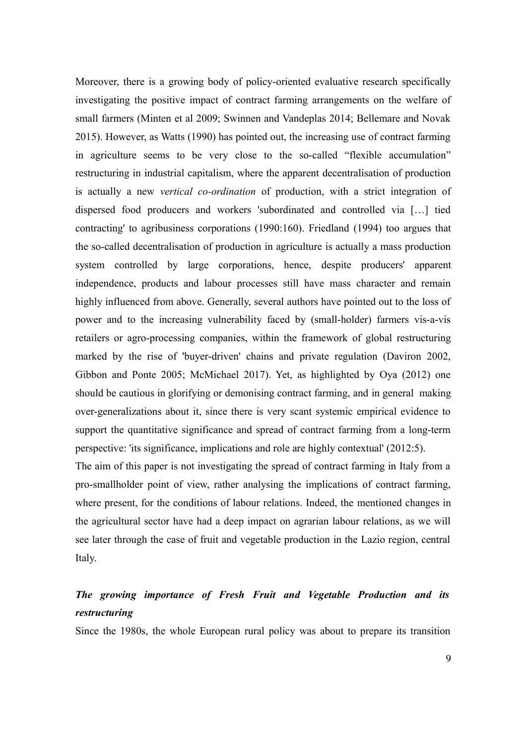Moreover, there is a growing body of policy-oriented evaluative research specifically investigating the positive impact of contract farming arrangements on the welfare of small farmers (Minten et al 2009; Swinnen and Vandeplas 2014; Bellemare and Novak 2015). However, as Watts (1990) has pointed out, the increasing use of contract farming in agriculture seems to be very close to the so-called "flexible accumulation" restructuring in industrial capitalism, where the apparent decentralisation of production is actually a new *vertical co-ordination* of production, with a strict integration of dispersed food producers and workers 'subordinated and controlled via […] tied contracting' to agribusiness corporations (1990:160). Friedland (1994) too argues that the so-called decentralisation of production in agriculture is actually a mass production system controlled by large corporations, hence, despite producers' apparent independence, products and labour processes still have mass character and remain highly influenced from above. Generally, several authors have pointed out to the loss of power and to the increasing vulnerability faced by (small-holder) farmers vis-a-vis retailers or agro-processing companies, within the framework of global restructuring marked by the rise of 'buyer-driven' chains and private regulation (Daviron 2002, Gibbon and Ponte 2005; McMichael 2017). Yet, as highlighted by Oya (2012) one should be cautious in glorifying or demonising contract farming, and in general making over-generalizations about it, since there is very scant systemic empirical evidence to support the quantitative significance and spread of contract farming from a long-term perspective: 'its significance, implications and role are highly contextual' (2012:5).

The aim of this paper is not investigating the spread of contract farming in Italy from a pro-smallholder point of view, rather analysing the implications of contract farming, where present, for the conditions of labour relations. Indeed, the mentioned changes in the agricultural sector have had a deep impact on agrarian labour relations, as we will see later through the case of fruit and vegetable production in the Lazio region, central Italy.

### *The growing importance of Fresh Fruit and Vegetable Production and its restructuring*

Since the 1980s, the whole European rural policy was about to prepare its transition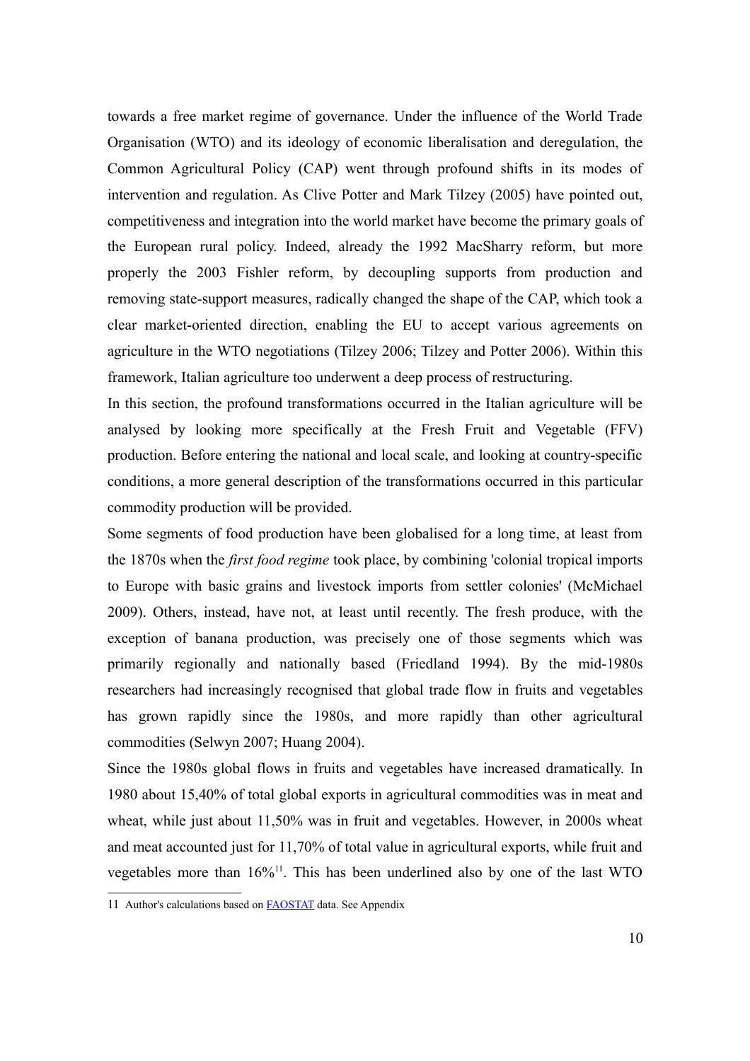towards a free market regime of governance. Under the influence of the World Trade Organisation (WTO) and its ideology of economic liberalisation and deregulation, the Common Agricultural Policy (CAP) went through profound shifts in its modes of intervention and regulation. As Clive Potter and Mark Tilzey (2005) have pointed out, competitiveness and integration into the world market have become the primary goals of the European rural policy. Indeed, already the 1992 MacSharry reform, but more properly the 2003 Fishler reform, by decoupling supports from production and removing state-support measures, radically changed the shape of the CAP, which took a clear market-oriented direction, enabling the EU to accept various agreements on agriculture in the WTO negotiations (Tilzey 2006; Tilzey and Potter 2006). Within this framework, Italian agriculture too underwent a deep process of restructuring.

In this section, the profound transformations occurred in the Italian agriculture will be analysed by looking more specifically at the Fresh Fruit and Vegetable (FFV) production. Before entering the national and local scale, and looking at country-specific conditions, a more general description of the transformations occurred in this particular commodity production will be provided.

Some segments of food production have been globalised for a long time, at least from the 1870s when the *first food regime* took place, by combining 'colonial tropical imports to Europe with basic grains and livestock imports from settler colonies' (McMichael 2009). Others, instead, have not, at least until recently. The fresh produce, with the exception of banana production, was precisely one of those segments which was primarily regionally and nationally based (Friedland 1994). By the mid-1980s researchers had increasingly recognised that global trade flow in fruits and vegetables has grown rapidly since the 1980s, and more rapidly than other agricultural commodities (Selwyn 2007; Huang 2004).

Since the 1980s global flows in fruits and vegetables have increased dramatically. In 1980 about 15,40% of total global exports in agricultural commodities was in meat and wheat, while just about 11,50% was in fruit and vegetables. However, in 2000s wheat and meat accounted just for 11,70% of total value in agricultural exports, while fruit and vegetables more than 16%[11]. This has been underlined also by one of the last WTO

[11] Author's calculations based on FAOSTAT data. See Appendix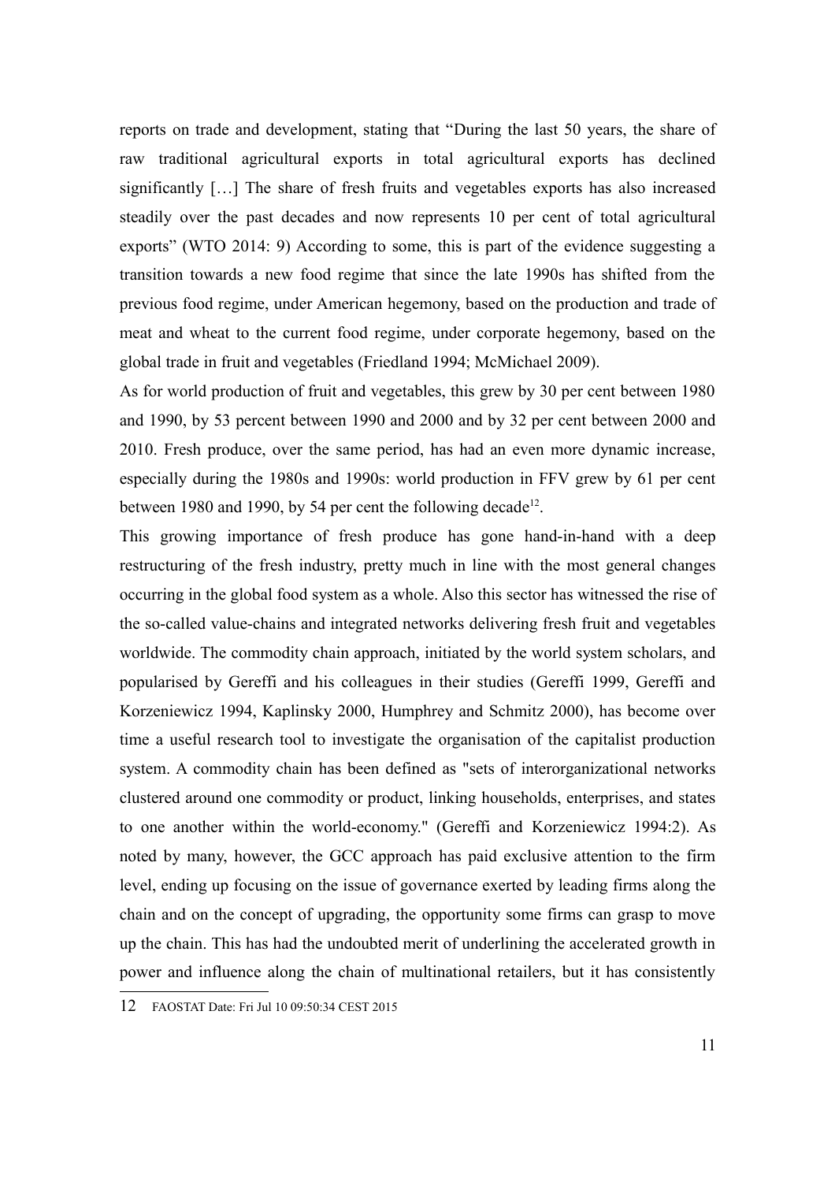reports on trade and development, stating that "During the last 50 years, the share of raw traditional agricultural exports in total agricultural exports has declined significantly […] The share of fresh fruits and vegetables exports has also increased steadily over the past decades and now represents 10 per cent of total agricultural exports" (WTO 2014: 9) According to some, this is part of the evidence suggesting a transition towards a new food regime that since the late 1990s has shifted from the previous food regime, under American hegemony, based on the production and trade of meat and wheat to the current food regime, under corporate hegemony, based on the global trade in fruit and vegetables (Friedland 1994; McMichael 2009).

As for world production of fruit and vegetables, this grew by 30 per cent between 1980 and 1990, by 53 percent between 1990 and 2000 and by 32 per cent between 2000 and 2010. Fresh produce, over the same period, has had an even more dynamic increase, especially during the 1980s and 1990s: world production in FFV grew by 61 per cent between 1980 and 1990, by 54 per cent the following decade[12].

This growing importance of fresh produce has gone hand-in-hand with a deep restructuring of the fresh industry, pretty much in line with the most general changes occurring in the global food system as a whole. Also this sector has witnessed the rise of the so-called value-chains and integrated networks delivering fresh fruit and vegetables worldwide. The commodity chain approach, initiated by the world system scholars, and popularised by Gereffi and his colleagues in their studies (Gereffi 1999, Gereffi and Korzeniewicz 1994, Kaplinsky 2000, Humphrey and Schmitz 2000), has become over time a useful research tool to investigate the organisation of the capitalist production system. A commodity chain has been defined as "sets of interorganizational networks clustered around one commodity or product, linking households, enterprises, and states to one another within the world-economy." (Gereffi and Korzeniewicz 1994:2). As noted by many, however, the GCC approach has paid exclusive attention to the firm level, ending up focusing on the issue of governance exerted by leading firms along the chain and on the concept of upgrading, the opportunity some firms can grasp to move up the chain. This has had the undoubted merit of underlining the accelerated growth in power and influence along the chain of multinational retailers, but it has consistently

[12] FAOSTAT Date: Fri Jul 10 09:50:34 CEST 2015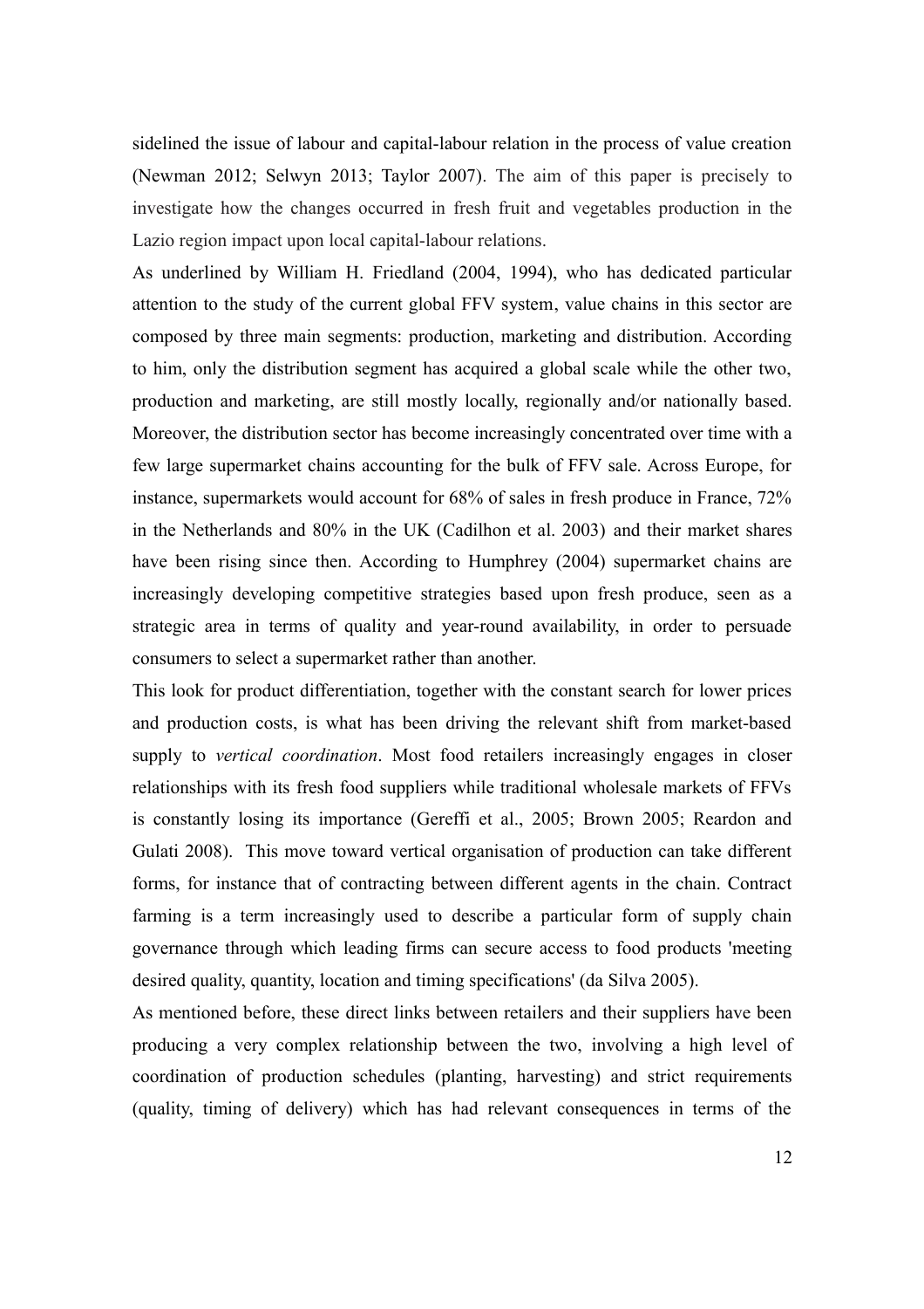sidelined the issue of labour and capital-labour relation in the process of value creation (Newman 2012; Selwyn 2013; Taylor 2007). The aim of this paper is precisely to investigate how the changes occurred in fresh fruit and vegetables production in the Lazio region impact upon local capital-labour relations.

As underlined by William H. Friedland (2004, 1994), who has dedicated particular attention to the study of the current global FFV system, value chains in this sector are composed by three main segments: production, marketing and distribution. According to him, only the distribution segment has acquired a global scale while the other two, production and marketing, are still mostly locally, regionally and/or nationally based. Moreover, the distribution sector has become increasingly concentrated over time with a few large supermarket chains accounting for the bulk of FFV sale. Across Europe, for instance, supermarkets would account for 68% of sales in fresh produce in France, 72% in the Netherlands and 80% in the UK (Cadilhon et al. 2003) and their market shares have been rising since then. According to Humphrey (2004) supermarket chains are increasingly developing competitive strategies based upon fresh produce, seen as a strategic area in terms of quality and year-round availability, in order to persuade consumers to select a supermarket rather than another.

This look for product differentiation, together with the constant search for lower prices and production costs, is what has been driving the relevant shift from market-based supply to *vertical coordination*. Most food retailers increasingly engages in closer relationships with its fresh food suppliers while traditional wholesale markets of FFVs is constantly losing its importance (Gereffi et al., 2005; Brown 2005; Reardon and Gulati 2008). This move toward vertical organisation of production can take different forms, for instance that of contracting between different agents in the chain. Contract farming is a term increasingly used to describe a particular form of supply chain governance through which leading firms can secure access to food products 'meeting desired quality, quantity, location and timing specifications' (da Silva 2005).

As mentioned before, these direct links between retailers and their suppliers have been producing a very complex relationship between the two, involving a high level of coordination of production schedules (planting, harvesting) and strict requirements (quality, timing of delivery) which has had relevant consequences in terms of the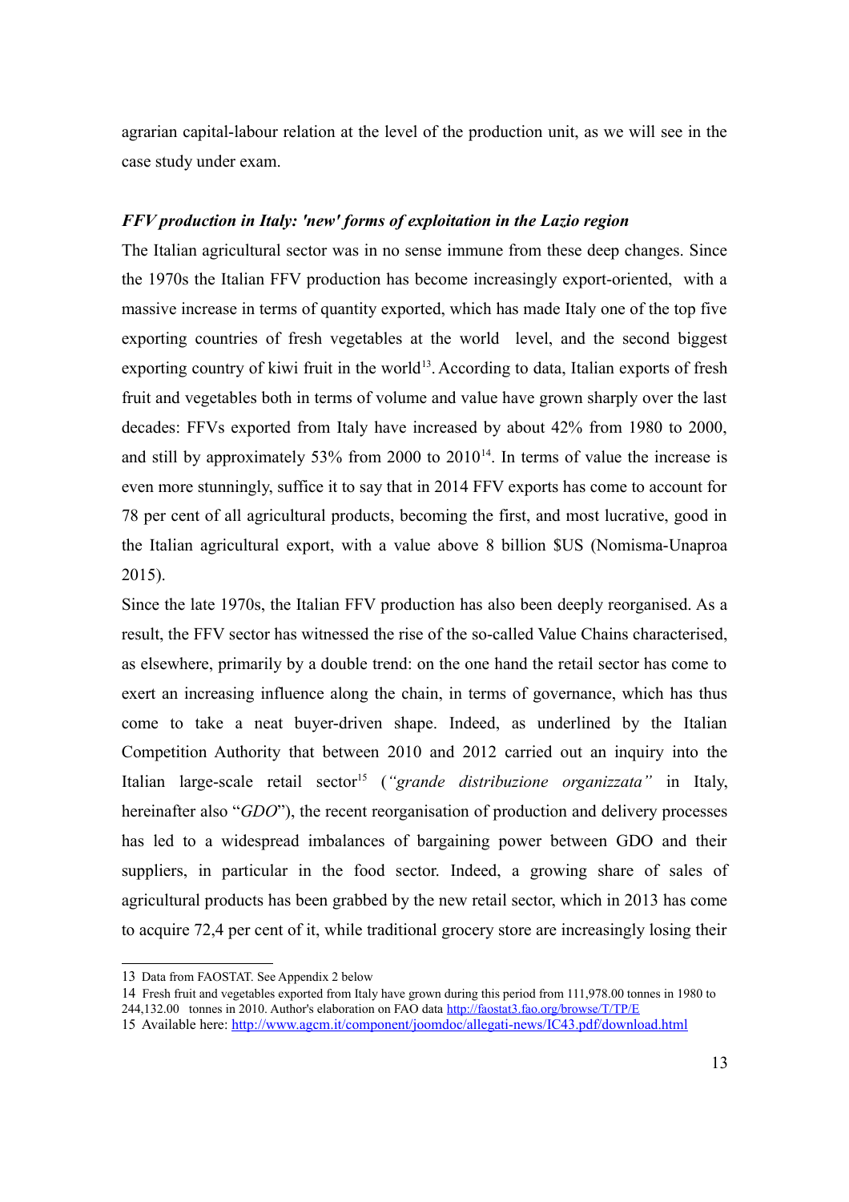agrarian capital-labour relation at the level of the production unit, as we will see in the case study under exam.

### *FFV production in Italy: 'new' forms of exploitation in the Lazio region*

The Italian agricultural sector was in no sense immune from these deep changes. Since the 1970s the Italian FFV production has become increasingly export-oriented, with a massive increase in terms of quantity exported, which has made Italy one of the top five exporting countries of fresh vegetables at the world level, and the second biggest exporting country of kiwi fruit in the world[13]. According to data, Italian exports of fresh fruit and vegetables both in terms of volume and value have grown sharply over the last decades: FFVs exported from Italy have increased by about 42% from 1980 to 2000, and still by approximately 53% from 2000 to 2010[14]. In terms of value the increase is even more stunningly, suffice it to say that in 2014 FFV exports has come to account for 78 per cent of all agricultural products, becoming the first, and most lucrative, good in the Italian agricultural export, with a value above 8 billion $US (Nomisma-Unaproa 2015).

Since the late 1970s, the Italian FFV production has also been deeply reorganised. As a result, the FFV sector has witnessed the rise of the so-called Value Chains characterised, as elsewhere, primarily by a double trend: on the one hand the retail sector has come to exert an increasing influence along the chain, in terms of governance, which has thus come to take a neat buyer-driven shape. Indeed, as underlined by the Italian Competition Authority that between 2010 and 2012 carried out an inquiry into the Italian large-scale retail sector[15] (*"grande distribuzione organizzata"* in Italy, hereinafter also "*GDO*"), the recent reorganisation of production and delivery processes has led to a widespread imbalances of bargaining power between GDO and their suppliers, in particular in the food sector. Indeed, a growing share of sales of agricultural products has been grabbed by the new retail sector, which in 2013 has come to acquire 72,4 per cent of it, while traditional grocery store are increasingly losing their

---

13 Data from FAOSTAT. See Appendix 2 below

14 Fresh fruit and vegetables exported from Italy have grown during this period from 111,978.00 tonnes in 1980 to 244,132.00 tonnes in 2010. Author's elaboration on FAO data http://faostat3.fao.org/browse/T/TP/E

15 Available here: http://www.agcm.it/component/joomdoc/allegati-news/IC43.pdf/download.html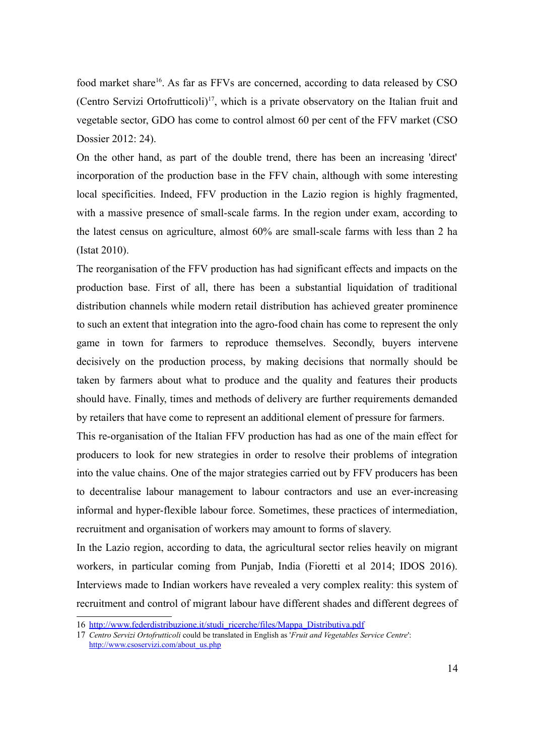food market share[16]. As far as FFVs are concerned, according to data released by CSO (Centro Servizi Ortofrutticoli)[17], which is a private observatory on the Italian fruit and vegetable sector, GDO has come to control almost 60 per cent of the FFV market (CSO Dossier 2012: 24).

On the other hand, as part of the double trend, there has been an increasing 'direct' incorporation of the production base in the FFV chain, although with some interesting local specificities. Indeed, FFV production in the Lazio region is highly fragmented, with a massive presence of small-scale farms. In the region under exam, according to the latest census on agriculture, almost 60% are small-scale farms with less than 2 ha (Istat 2010).

The reorganisation of the FFV production has had significant effects and impacts on the production base. First of all, there has been a substantial liquidation of traditional distribution channels while modern retail distribution has achieved greater prominence to such an extent that integration into the agro-food chain has come to represent the only game in town for farmers to reproduce themselves. Secondly, buyers intervene decisively on the production process, by making decisions that normally should be taken by farmers about what to produce and the quality and features their products should have. Finally, times and methods of delivery are further requirements demanded by retailers that have come to represent an additional element of pressure for farmers.

This re-organisation of the Italian FFV production has had as one of the main effect for producers to look for new strategies in order to resolve their problems of integration into the value chains. One of the major strategies carried out by FFV producers has been to decentralise labour management to labour contractors and use an ever-increasing informal and hyper-flexible labour force. Sometimes, these practices of intermediation, recruitment and organisation of workers may amount to forms of slavery.

In the Lazio region, according to data, the agricultural sector relies heavily on migrant workers, in particular coming from Punjab, India (Fioretti et al 2014; IDOS 2016). Interviews made to Indian workers have revealed a very complex reality: this system of recruitment and control of migrant labour have different shades and different degrees of

---

16 http://www.federdistribuzione.it/studi_ricerche/files/Mappa_Distributiva.pdf

17 *Centro Servizi Ortofrutticoli* could be translated in English as '*Fruit and Vegetables Service Centre*': http://www.csoservizi.com/about_us.php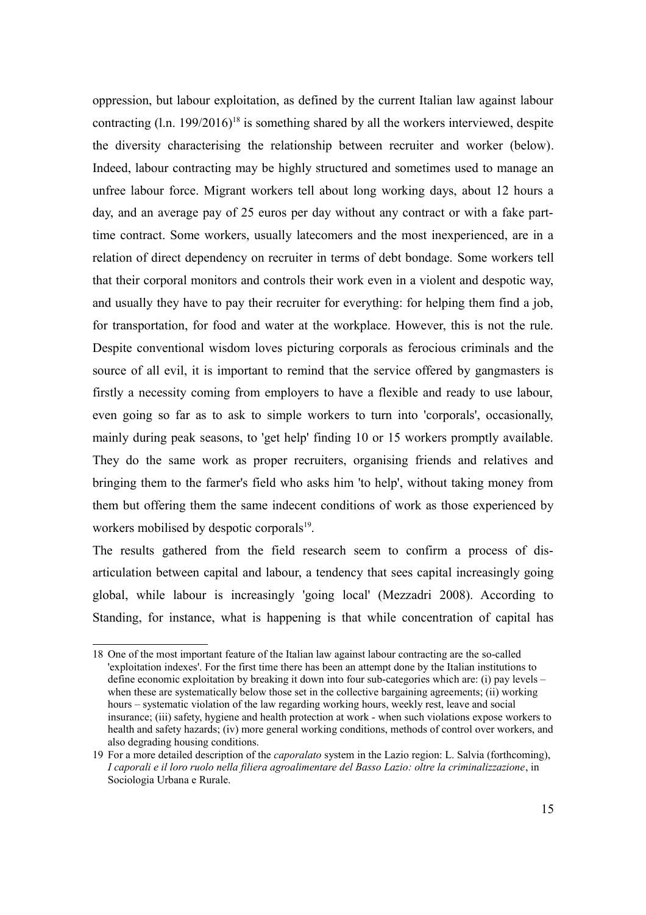oppression, but labour exploitation, as defined by the current Italian law against labour contracting (l.n. 199/2016)[18] is something shared by all the workers interviewed, despite the diversity characterising the relationship between recruiter and worker (below). Indeed, labour contracting may be highly structured and sometimes used to manage an unfree labour force. Migrant workers tell about long working days, about 12 hours a day, and an average pay of 25 euros per day without any contract or with a fake part-time contract. Some workers, usually latecomers and the most inexperienced, are in a relation of direct dependency on recruiter in terms of debt bondage. Some workers tell that their corporal monitors and controls their work even in a violent and despotic way, and usually they have to pay their recruiter for everything: for helping them find a job, for transportation, for food and water at the workplace. However, this is not the rule. Despite conventional wisdom loves picturing corporals as ferocious criminals and the source of all evil, it is important to remind that the service offered by gangmasters is firstly a necessity coming from employers to have a flexible and ready to use labour, even going so far as to ask to simple workers to turn into 'corporals', occasionally, mainly during peak seasons, to 'get help' finding 10 or 15 workers promptly available. They do the same work as proper recruiters, organising friends and relatives and bringing them to the farmer's field who asks him 'to help', without taking money from them but offering them the same indecent conditions of work as those experienced by workers mobilised by despotic corporals[19].

The results gathered from the field research seem to confirm a process of dis-articulation between capital and labour, a tendency that sees capital increasingly going global, while labour is increasingly 'going local' (Mezzadri 2008). According to Standing, for instance, what is happening is that while concentration of capital has

18 One of the most important feature of the Italian law against labour contracting are the so-called 'exploitation indexes'. For the first time there has been an attempt done by the Italian institutions to define economic exploitation by breaking it down into four sub-categories which are: (i) pay levels – when these are systematically below those set in the collective bargaining agreements; (ii) working hours – systematic violation of the law regarding working hours, weekly rest, leave and social insurance; (iii) safety, hygiene and health protection at work - when such violations expose workers to health and safety hazards; (iv) more general working conditions, methods of control over workers, and also degrading housing conditions.

19 For a more detailed description of the *caporalato* system in the Lazio region: L. Salvia (forthcoming), *I caporali e il loro ruolo nella filiera agroalimentare del Basso Lazio: oltre la criminalizzazione*, in Sociologia Urbana e Rurale.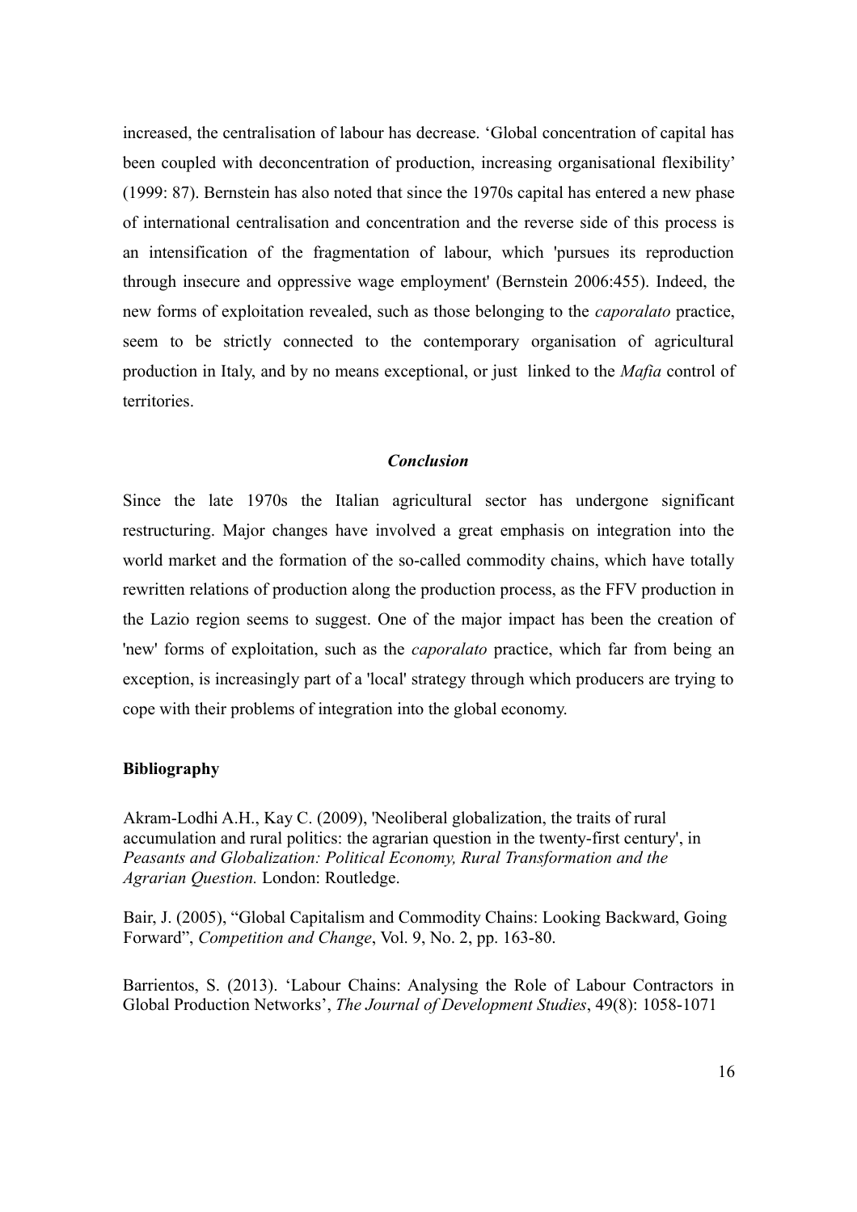increased, the centralisation of labour has decrease. 'Global concentration of capital has been coupled with deconcentration of production, increasing organisational flexibility' (1999: 87). Bernstein has also noted that since the 1970s capital has entered a new phase of international centralisation and concentration and the reverse side of this process is an intensification of the fragmentation of labour, which 'pursues its reproduction through insecure and oppressive wage employment' (Bernstein 2006:455). Indeed, the new forms of exploitation revealed, such as those belonging to the *caporalato* practice, seem to be strictly connected to the contemporary organisation of agricultural production in Italy, and by no means exceptional, or just linked to the *Mafia* control of territories.

### *Conclusion*

Since the late 1970s the Italian agricultural sector has undergone significant restructuring. Major changes have involved a great emphasis on integration into the world market and the formation of the so-called commodity chains, which have totally rewritten relations of production along the production process, as the FFV production in the Lazio region seems to suggest. One of the major impact has been the creation of 'new' forms of exploitation, such as the *caporalato* practice, which far from being an exception, is increasingly part of a 'local' strategy through which producers are trying to cope with their problems of integration into the global economy.

**Bibliography**

Akram-Lodhi A.H., Kay C. (2009), 'Neoliberal globalization, the traits of rural accumulation and rural politics: the agrarian question in the twenty-first century', in *Peasants and Globalization: Political Economy, Rural Transformation and the Agrarian Question.* London: Routledge.

Bair, J. (2005), "Global Capitalism and Commodity Chains: Looking Backward, Going Forward", *Competition and Change*, Vol. 9, No. 2, pp. 163-80.

Barrientos, S. (2013). 'Labour Chains: Analysing the Role of Labour Contractors in Global Production Networks', *The Journal of Development Studies*, 49(8): 1058-1071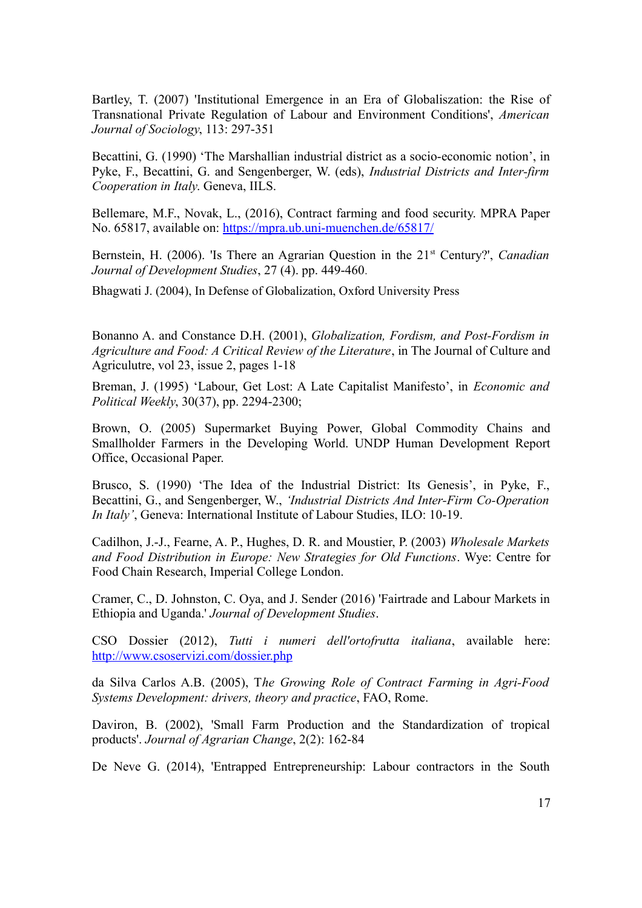Bartley, T. (2007) 'Institutional Emergence in an Era of Globaliszation: the Rise of Transnational Private Regulation of Labour and Environment Conditions', *American Journal of Sociology*, 113: 297-351

Becattini, G. (1990) 'The Marshallian industrial district as a socio-economic notion', in Pyke, F., Becattini, G. and Sengenberger, W. (eds), *Industrial Districts and Inter-firm Cooperation in Italy*. Geneva, IILS.

Bellemare, M.F., Novak, L., (2016), Contract farming and food security. MPRA Paper No. 65817, available on: https://mpra.ub.uni-muenchen.de/65817/

Bernstein, H. (2006). 'Is There an Agrarian Question in the 21$^{st}$ Century?', *Canadian Journal of Development Studies*, 27 (4). pp. 449-460.

Bhagwati J. (2004), In Defense of Globalization, Oxford University Press

Bonanno A. and Constance D.H. (2001), *Globalization, Fordism, and Post-Fordism in Agriculture and Food: A Critical Review of the Literature*, in The Journal of Culture and Agriculutre, vol 23, issue 2, pages 1-18

Breman, J. (1995) 'Labour, Get Lost: A Late Capitalist Manifesto', in *Economic and Political Weekly*, 30(37), pp. 2294-2300;

Brown, O. (2005) Supermarket Buying Power, Global Commodity Chains and Smallholder Farmers in the Developing World. UNDP Human Development Report Office, Occasional Paper.

Brusco, S. (1990) 'The Idea of the Industrial District: Its Genesis', in Pyke, F., Becattini, G., and Sengenberger, W., *'Industrial Districts And Inter-Firm Co-Operation In Italy'*, Geneva: International Institute of Labour Studies, ILO: 10-19.

Cadilhon, J.-J., Fearne, A. P., Hughes, D. R. and Moustier, P. (2003) *Wholesale Markets and Food Distribution in Europe: New Strategies for Old Functions*. Wye: Centre for Food Chain Research, Imperial College London.

Cramer, C., D. Johnston, C. Oya, and J. Sender (2016) 'Fairtrade and Labour Markets in Ethiopia and Uganda.' *Journal of Development Studies*.

CSO Dossier (2012), *Tutti i numeri dell'ortofrutta italiana*, available here: http://www.csoservizi.com/dossier.php

da Silva Carlos A.B. (2005), T*he Growing Role of Contract Farming in Agri-Food Systems Development: drivers, theory and practice*, FAO, Rome.

Daviron, B. (2002), 'Small Farm Production and the Standardization of tropical products'. *Journal of Agrarian Change*, 2(2): 162-84

De Neve G. (2014), 'Entrapped Entrepreneurship: Labour contractors in the South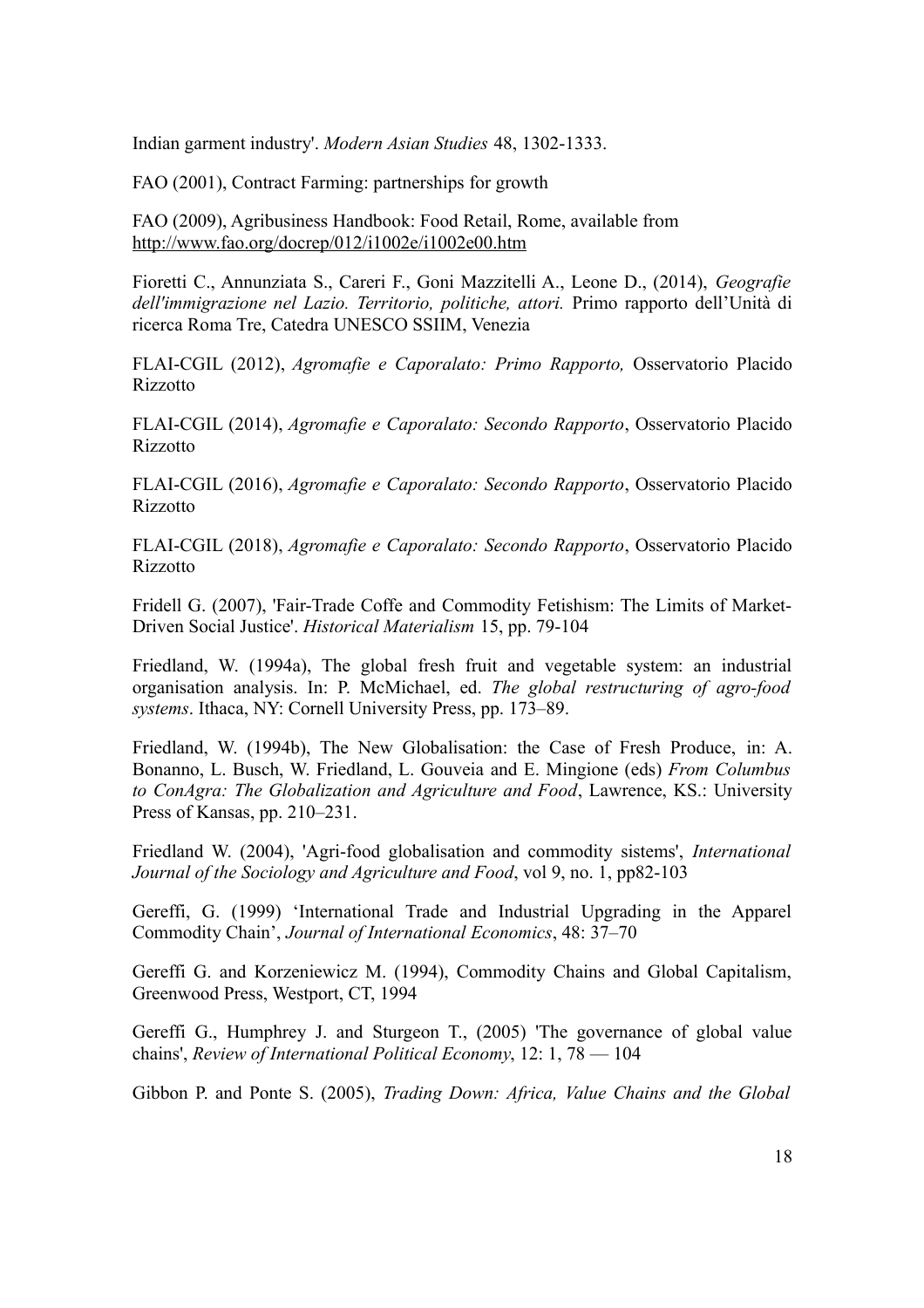Indian garment industry'. *Modern Asian Studies* 48, 1302-1333.

FAO (2001), Contract Farming: partnerships for growth

FAO (2009), Agribusiness Handbook: Food Retail, Rome, available from http://www.fao.org/docrep/012/i1002e/i1002e00.htm

Fioretti C., Annunziata S., Careri F., Goni Mazzitelli A., Leone D., (2014), *Geografie dell'immigrazione nel Lazio. Territorio, politiche, attori.* Primo rapporto dell'Unità di ricerca Roma Tre, Catedra UNESCO SSIIM, Venezia

FLAI-CGIL (2012), *Agromafie e Caporalato: Primo Rapporto,* Osservatorio Placido Rizzotto

FLAI-CGIL (2014), *Agromafie e Caporalato: Secondo Rapporto*, Osservatorio Placido Rizzotto

FLAI-CGIL (2016), *Agromafie e Caporalato: Secondo Rapporto*, Osservatorio Placido Rizzotto

FLAI-CGIL (2018), *Agromafie e Caporalato: Secondo Rapporto*, Osservatorio Placido Rizzotto

Fridell G. (2007), 'Fair-Trade Coffe and Commodity Fetishism: The Limits of Market-Driven Social Justice'. *Historical Materialism* 15, pp. 79-104

Friedland, W. (1994a), The global fresh fruit and vegetable system: an industrial organisation analysis. In: P. McMichael, ed. *The global restructuring of agro-food systems*. Ithaca, NY: Cornell University Press, pp. 173–89.

Friedland, W. (1994b), The New Globalisation: the Case of Fresh Produce, in: A. Bonanno, L. Busch, W. Friedland, L. Gouveia and E. Mingione (eds) *From Columbus to ConAgra: The Globalization and Agriculture and Food*, Lawrence, KS.: University Press of Kansas, pp. 210–231.

Friedland W. (2004), 'Agri-food globalisation and commodity sistems', *International Journal of the Sociology and Agriculture and Food*, vol 9, no. 1, pp82-103

Gereffi, G. (1999) 'International Trade and Industrial Upgrading in the Apparel Commodity Chain', *Journal of International Economics*, 48: 37–70

Gereffi G. and Korzeniewicz M. (1994), Commodity Chains and Global Capitalism, Greenwood Press, Westport, CT, 1994

Gereffi G., Humphrey J. and Sturgeon T., (2005) 'The governance of global value chains', *Review of International Political Economy*, 12: 1, 78 — 104

Gibbon P. and Ponte S. (2005), *Trading Down: Africa, Value Chains and the Global*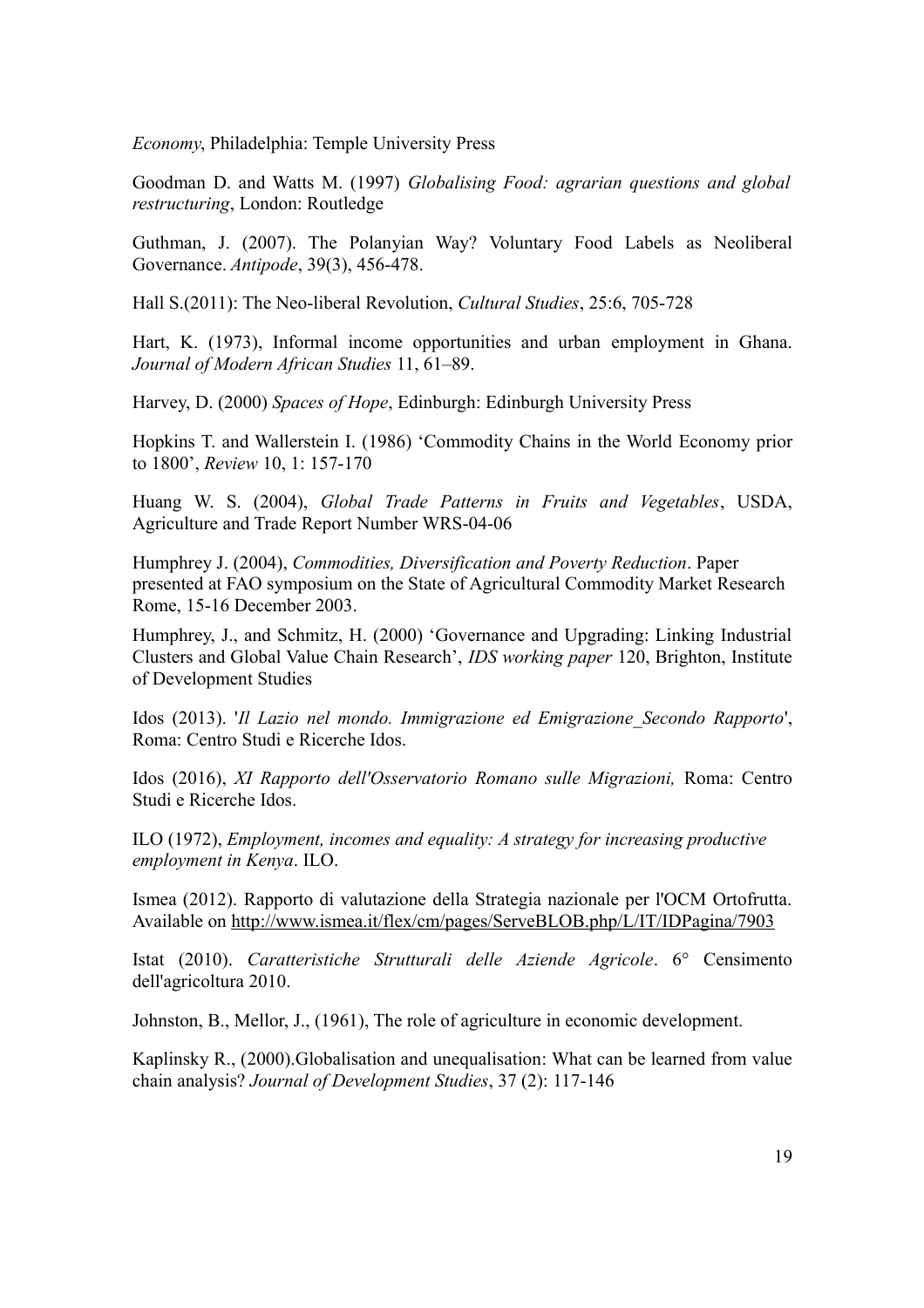*Economy*, Philadelphia: Temple University Press

Goodman D. and Watts M. (1997) *Globalising Food: agrarian questions and global restructuring*, London: Routledge

Guthman, J. (2007). The Polanyian Way? Voluntary Food Labels as Neoliberal Governance. *Antipode*, 39(3), 456-478.

Hall S.(2011): The Neo-liberal Revolution, *Cultural Studies*, 25:6, 705-728

Hart, K. (1973), Informal income opportunities and urban employment in Ghana. *Journal of Modern African Studies* 11, 61–89.

Harvey, D. (2000) *Spaces of Hope*, Edinburgh: Edinburgh University Press

Hopkins T. and Wallerstein I. (1986) 'Commodity Chains in the World Economy prior to 1800', *Review* 10, 1: 157-170

Huang W. S. (2004), *Global Trade Patterns in Fruits and Vegetables*, USDA, Agriculture and Trade Report Number WRS-04-06

Humphrey J. (2004), *Commodities, Diversification and Poverty Reduction*. Paper presented at FAO symposium on the State of Agricultural Commodity Market Research Rome, 15-16 December 2003.

Humphrey, J., and Schmitz, H. (2000) 'Governance and Upgrading: Linking Industrial Clusters and Global Value Chain Research', *IDS working paper* 120, Brighton, Institute of Development Studies

Idos (2013). '*Il Lazio nel mondo. Immigrazione ed Emigrazione_Secondo Rapporto*', Roma: Centro Studi e Ricerche Idos.

Idos (2016), *XI Rapporto dell'Osservatorio Romano sulle Migrazioni,* Roma: Centro Studi e Ricerche Idos.

ILO (1972), *Employment, incomes and equality: A strategy for increasing productive employment in Kenya*. ILO.

Ismea (2012). Rapporto di valutazione della Strategia nazionale per l'OCM Ortofrutta. Available on http://www.ismea.it/flex/cm/pages/ServeBLOB.php/L/IT/IDPagina/7903

Istat (2010). *Caratteristiche Strutturali delle Aziende Agricole*. 6° Censimento dell'agricoltura 2010.

Johnston, B., Mellor, J., (1961), The role of agriculture in economic development.

Kaplinsky R., (2000).Globalisation and unequalisation: What can be learned from value chain analysis? *Journal of Development Studies*, 37 (2): 117-146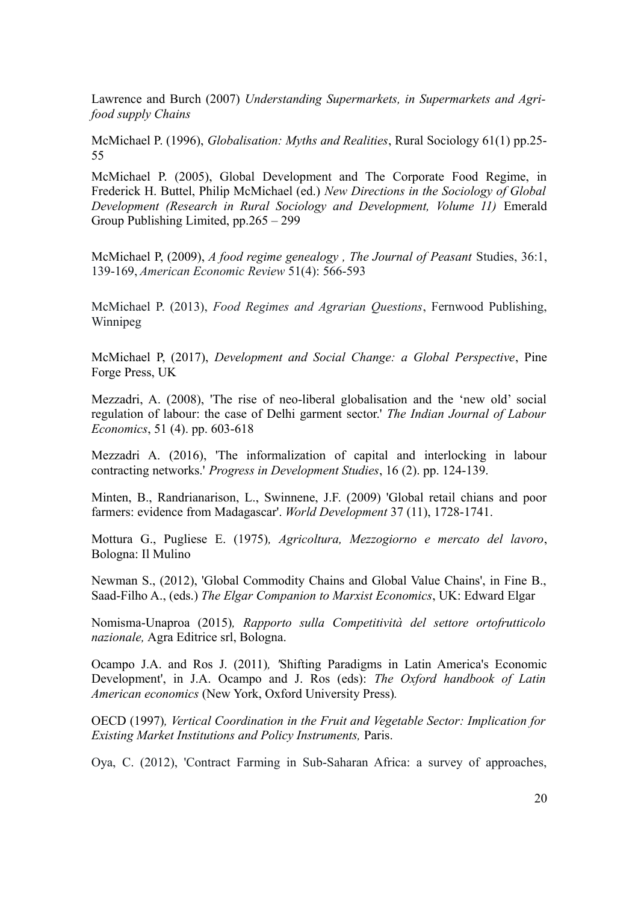Lawrence and Burch (2007) *Understanding Supermarkets, in Supermarkets and Agri-food supply Chains*

McMichael P. (1996), *Globalisation: Myths and Realities*, Rural Sociology 61(1) pp.25-55

McMichael P. (2005), Global Development and The Corporate Food Regime, in Frederick H. Buttel, Philip McMichael (ed.) *New Directions in the Sociology of Global Development (Research in Rural Sociology and Development, Volume 11)* Emerald Group Publishing Limited, pp.265 – 299

McMichael P, (2009), *A food regime genealogy , The Journal of Peasant* Studies, 36:1, 139-169, *American Economic Review* 51(4): 566-593

McMichael P. (2013), *Food Regimes and Agrarian Questions*, Fernwood Publishing, Winnipeg

McMichael P, (2017), *Development and Social Change: a Global Perspective*, Pine Forge Press, UK

Mezzadri, A. (2008), 'The rise of neo-liberal globalisation and the 'new old' social regulation of labour: the case of Delhi garment sector.' *The Indian Journal of Labour Economics*, 51 (4). pp. 603-618

Mezzadri A. (2016), 'The informalization of capital and interlocking in labour contracting networks.' *Progress in Development Studies*, 16 (2). pp. 124-139.

Minten, B., Randrianarison, L., Swinnene, J.F. (2009) 'Global retail chians and poor farmers: evidence from Madagascar'. *World Development* 37 (11), 1728-1741.

Mottura G., Pugliese E. (1975)*, Agricoltura, Mezzogiorno e mercato del lavoro*, Bologna: Il Mulino

Newman S., (2012), 'Global Commodity Chains and Global Value Chains', in Fine B., Saad-Filho A., (eds.) *The Elgar Companion to Marxist Economics*, UK: Edward Elgar

Nomisma-Unaproa (2015)*, Rapporto sulla Competitività del settore ortofrutticolo nazionale,* Agra Editrice srl, Bologna.

Ocampo J.A. and Ros J. (2011)*, '*Shifting Paradigms in Latin America's Economic Development', in J.A. Ocampo and J. Ros (eds): *The Oxford handbook of Latin American economics* (New York, Oxford University Press)*.*

OECD (1997)*, Vertical Coordination in the Fruit and Vegetable Sector: Implication for Existing Market Institutions and Policy Instruments,* Paris.

Oya, C. (2012), 'Contract Farming in Sub-Saharan Africa: a survey of approaches,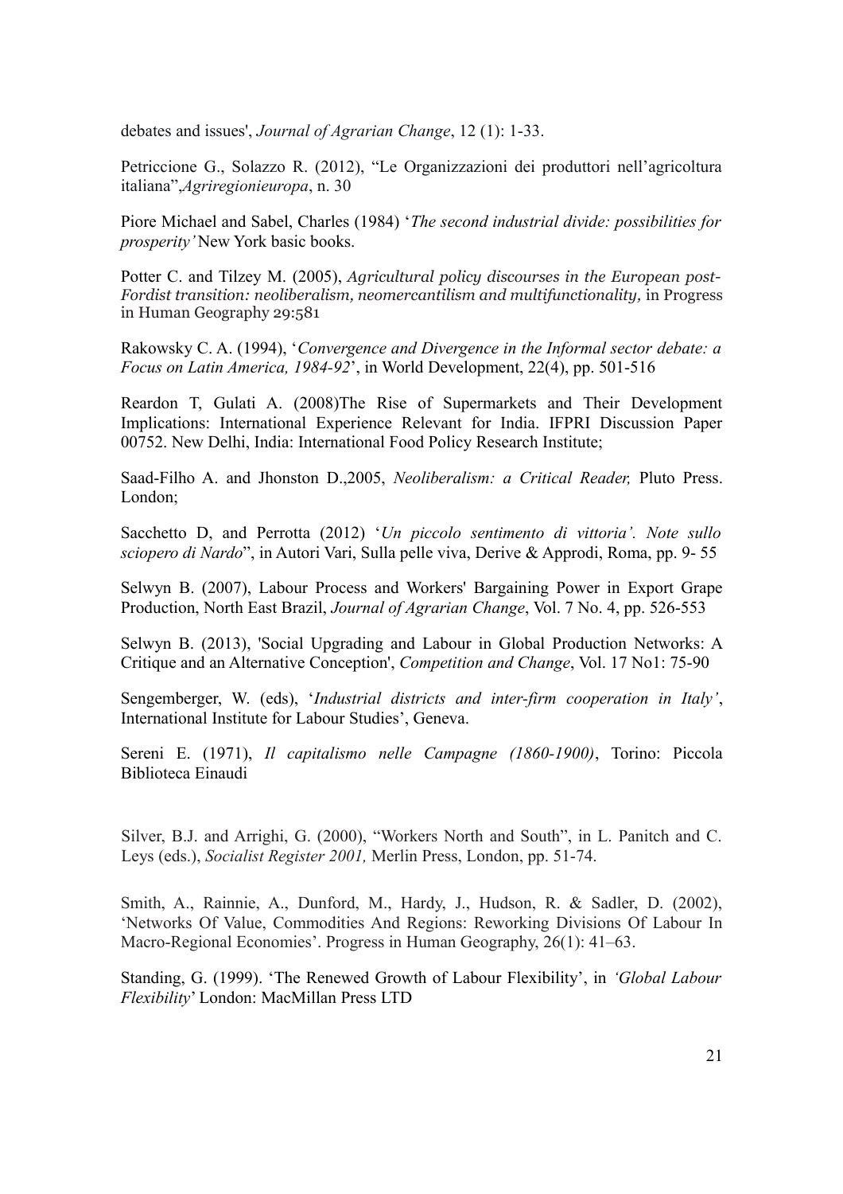debates and issues', *Journal of Agrarian Change*, 12 (1): 1-33.

Petriccione G., Solazzo R. (2012), "Le Organizzazioni dei produttori nell'agricoltura italiana",*Agriregionieuropa*, n. 30

Piore Michael and Sabel, Charles (1984) '*The second industrial divide: possibilities for prosperity'* New York basic books.

Potter C. and Tilzey M. (2005), *Agricultural policy discourses in the European post-Fordist transition: neoliberalism, neomercantilism and multifunctionality,* in Progress in Human Geography 29:581

Rakowsky C. A. (1994), '*Convergence and Divergence in the Informal sector debate: a Focus on Latin America, 1984-92*', in World Development, 22(4), pp. 501-516

Reardon T, Gulati A. (2008)The Rise of Supermarkets and Their Development Implications: International Experience Relevant for India. IFPRI Discussion Paper 00752. New Delhi, India: International Food Policy Research Institute;

Saad-Filho A. and Jhonston D.,2005, *Neoliberalism: a Critical Reader,* Pluto Press. London;

Sacchetto D, and Perrotta (2012) '*Un piccolo sentimento di vittoria'. Note sullo sciopero di Nardo*", in Autori Vari, Sulla pelle viva, Derive & Approdi, Roma, pp. 9- 55

Selwyn B. (2007), Labour Process and Workers' Bargaining Power in Export Grape Production, North East Brazil, *Journal of Agrarian Change*, Vol. 7 No. 4, pp. 526-553

Selwyn B. (2013), 'Social Upgrading and Labour in Global Production Networks: A Critique and an Alternative Conception', *Competition and Change*, Vol. 17 No1: 75-90

Sengemberger, W. (eds), '*Industrial districts and inter-firm cooperation in Italy'*, International Institute for Labour Studies', Geneva.

Sereni E. (1971), *Il capitalismo nelle Campagne (1860-1900)*, Torino: Piccola Biblioteca Einaudi

Silver, B.J. and Arrighi, G. (2000), "Workers North and South", in L. Panitch and C. Leys (eds.), *Socialist Register 2001,* Merlin Press, London, pp. 51-74.

Smith, A., Rainnie, A., Dunford, M., Hardy, J., Hudson, R. & Sadler, D. (2002), 'Networks Of Value, Commodities And Regions: Reworking Divisions Of Labour In Macro-Regional Economies'. Progress in Human Geography, 26(1): 41–63.

Standing, G. (1999). 'The Renewed Growth of Labour Flexibility', in *'Global Labour Flexibility*' London: MacMillan Press LTD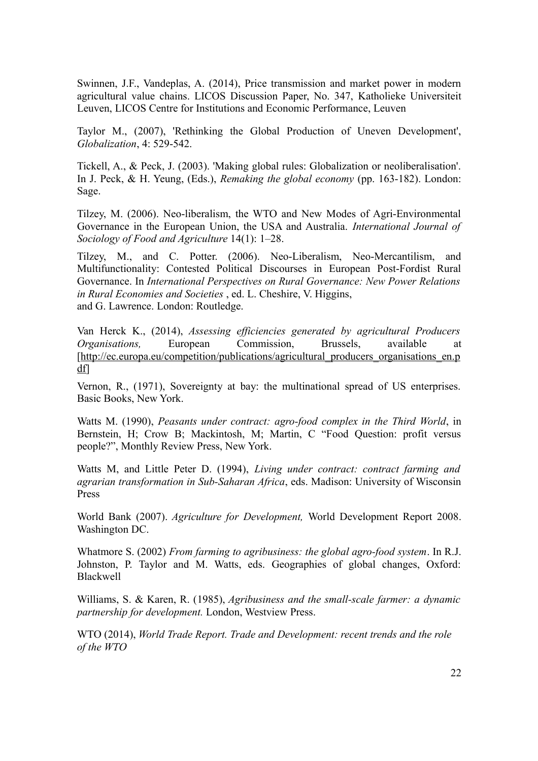Swinnen, J.F., Vandeplas, A. (2014), Price transmission and market power in modern agricultural value chains. LICOS Discussion Paper, No. 347, Katholieke Universiteit Leuven, LICOS Centre for Institutions and Economic Performance, Leuven

Taylor M., (2007), 'Rethinking the Global Production of Uneven Development', *Globalization*, 4: 529-542.

Tickell, A., & Peck, J. (2003). 'Making global rules: Globalization or neoliberalisation'. In J. Peck, & H. Yeung, (Eds.), *Remaking the global economy* (pp. 163-182). London: Sage.

Tilzey, M. (2006). Neo-liberalism, the WTO and New Modes of Agri-Environmental Governance in the European Union, the USA and Australia. *International Journal of Sociology of Food and Agriculture* 14(1): 1–28.

Tilzey, M., and C. Potter. (2006). Neo-Liberalism, Neo-Mercantilism, and Multifunctionality: Contested Political Discourses in European Post-Fordist Rural Governance. In *International Perspectives on Rural Governance: New Power Relations in Rural Economies and Societies* , ed. L. Cheshire, V. Higgins, and G. Lawrence. London: Routledge.

Van Herck K., (2014), *Assessing efficiencies generated by agricultural Producers Organisations,* European Commission, Brussels, available at [http://ec.europa.eu/competition/publications/agricultural_producers_organisations_en.pdf]

Vernon, R., (1971), Sovereignty at bay: the multinational spread of US enterprises. Basic Books, New York.

Watts M. (1990), *Peasants under contract: agro-food complex in the Third World*, in Bernstein, H; Crow B; Mackintosh, M; Martin, C "Food Question: profit versus people?", Monthly Review Press, New York.

Watts M, and Little Peter D. (1994), *Living under contract: contract farming and agrarian transformation in Sub-Saharan Africa*, eds. Madison: University of Wisconsin Press

World Bank (2007). *Agriculture for Development,* World Development Report 2008. Washington DC.

Whatmore S. (2002) *From farming to agribusiness: the global agro-food system*. In R.J. Johnston, P. Taylor and M. Watts, eds. Geographies of global changes, Oxford: Blackwell

Williams, S. & Karen, R. (1985), *Agribusiness and the small-scale farmer: a dynamic partnership for development.* London, Westview Press.

WTO (2014), *World Trade Report. Trade and Development: recent trends and the role of the WTO*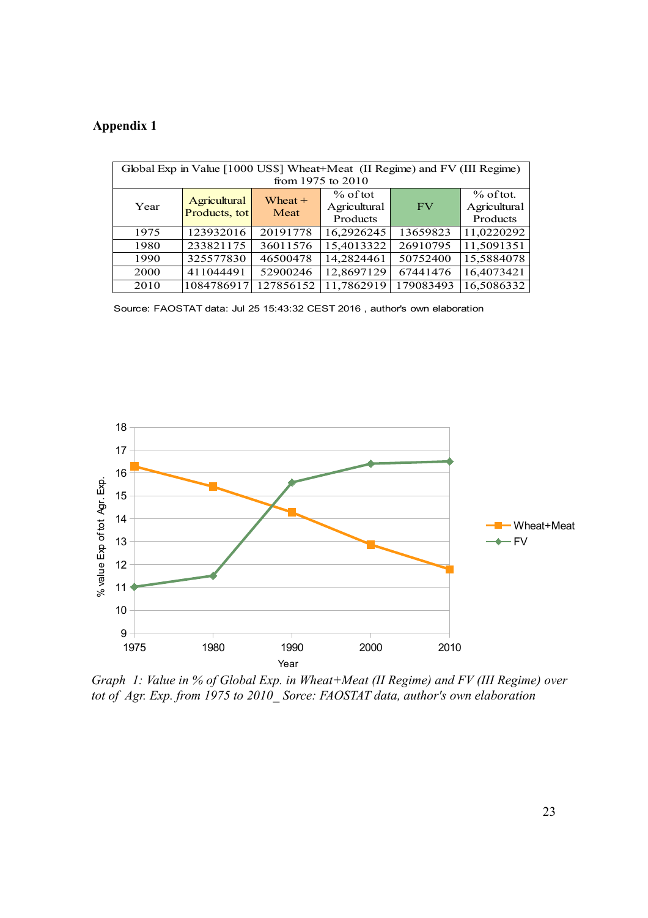**Appendix 1**

| Global Exp in Value [1000 US$] Wheat+Meat (II Regime) and FV (III Regime) from 1975 to 2010 | | | | | |
|---|---|---|---|---|---|
| Year | Agricultural Products, tot | Wheat + Meat | % of tot Agricultural Products | FV | % of tot. Agricultural Products |
| 1975 | 123932016 | 20191778 | 16,2926245 | 13659823 | 11,0220292 |
| 1980 | 233821175 | 36011576 | 15,4013322 | 26910795 | 11,5091351 |
| 1990 | 325577830 | 46500478 | 14,2824461 | 50752400 | 15,5884078 |
| 2000 | 411044491 | 52900246 | 12,8697129 | 67441476 | 16,4073421 |
| 2010 | 1084786917 | 127856152 | 11,7862919 | 179083493 | 16,5086332 |

Source: FAOSTAT data: Jul 25 15:43:32 CEST 2016 , author's own elaboration

*Graph 1: Value in % of Global Exp. in Wheat+Meat (II Regime) and FV (III Regime) over tot of Agr. Exp. from 1975 to 2010_ Sorce: FAOSTAT data, author's own elaboration*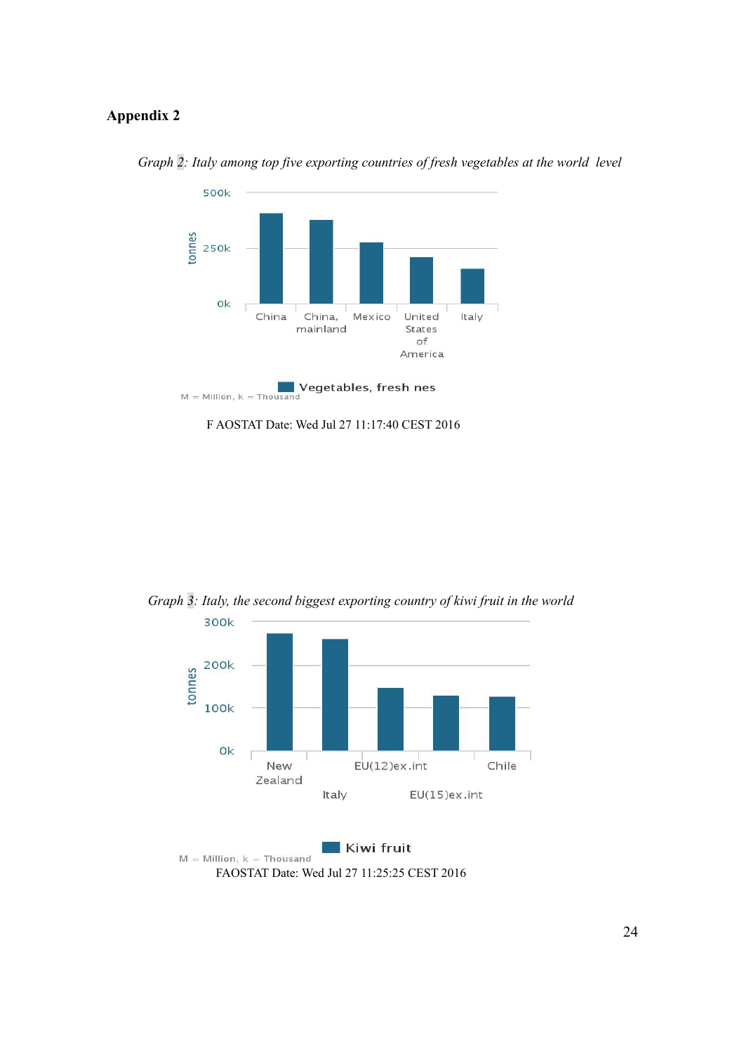**Appendix 2**

*Graph 2: Italy among top five exporting countries of fresh vegetables at the world level*

500k

250k

0k

tonnes

China

China, mainland

Mexico

United States of America

Italy

Vegetables, fresh nes

M = Million, k = Thousand

F AOSTAT Date: Wed Jul 27 11:17:40 CEST 2016

*Graph 3: Italy, the second biggest exporting country of kiwi fruit in the world*

300k

200k

100k

0k

tonnes

New Zealand

Italy

EU(12)ex.int

EU(15)ex.int

Chile

Kiwi fruit

M = Million, k = Thousand

FAOSTAT Date: Wed Jul 27 11:25:25 CEST 2016